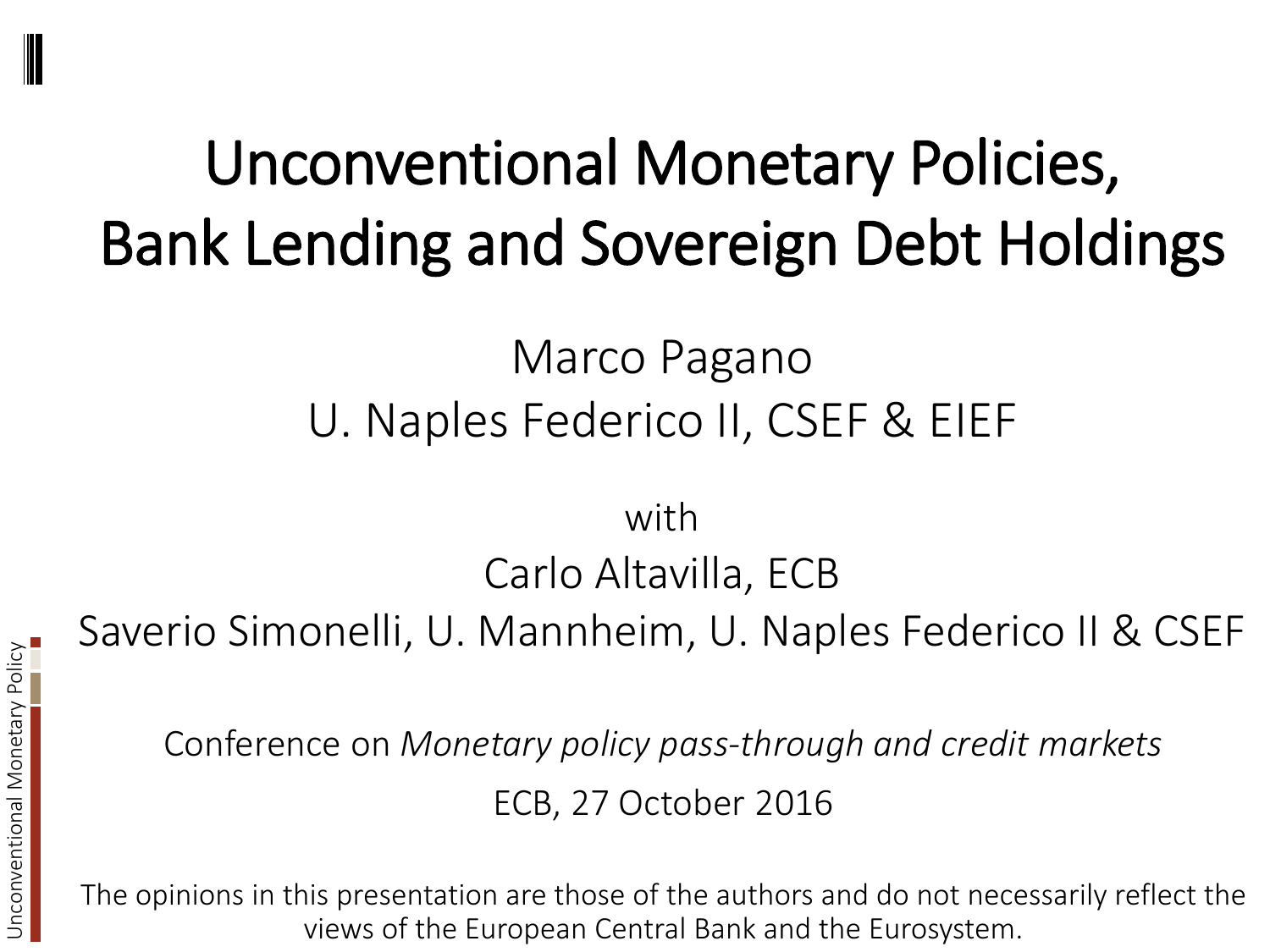# Unconventional Monetary Policies, Bank Lending and Sovereign Debt Holdings

Marco Pagano
U. Naples Federico II, CSEF & EIEF

with

Carlo Altavilla, ECB

Saverio Simonelli, U. Mannheim, U. Naples Federico II & CSEF

Conference on *Monetary policy pass-through and credit markets*

ECB, 27 October 2016

The opinions in this presentation are those of the authors and do not necessarily reflect the views of the European Central Bank and the Eurosystem.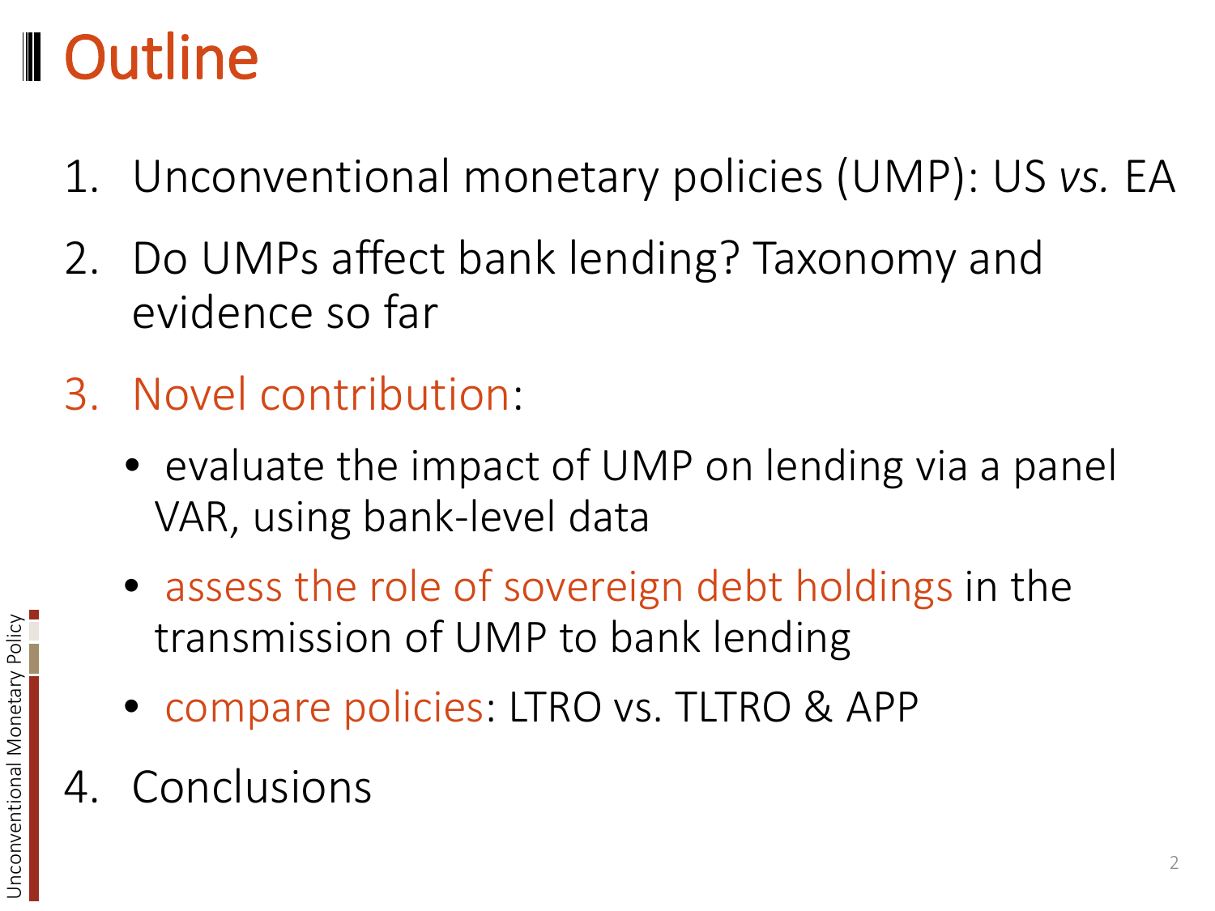# Outline

1. Unconventional monetary policies (UMP): US *vs.* EA
2. Do UMPs affect bank lending? Taxonomy and evidence so far
3. Novel contribution:
   - evaluate the impact of UMP on lending via a panel VAR, using bank-level data
   - assess the role of sovereign debt holdings in the transmission of UMP to bank lending
   - compare policies: LTRO vs. TLTRO & APP
4. Conclusions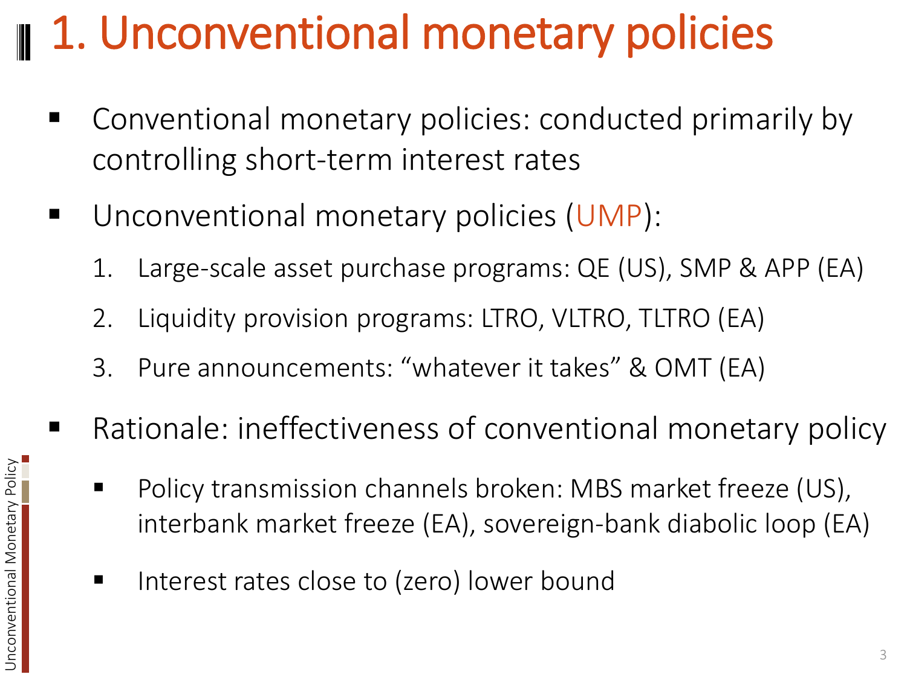# 1. Unconventional monetary policies

- Conventional monetary policies: conducted primarily by controlling short-term interest rates
- Unconventional monetary policies (UMP):
  1. Large-scale asset purchase programs: QE (US), SMP & APP (EA)
  2. Liquidity provision programs: LTRO, VLTRO, TLTRO (EA)
  3. Pure announcements: "whatever it takes" & OMT (EA)
- Rationale: ineffectiveness of conventional monetary policy
  - Policy transmission channels broken: MBS market freeze (US), interbank market freeze (EA), sovereign-bank diabolic loop (EA)
  - Interest rates close to (zero) lower bound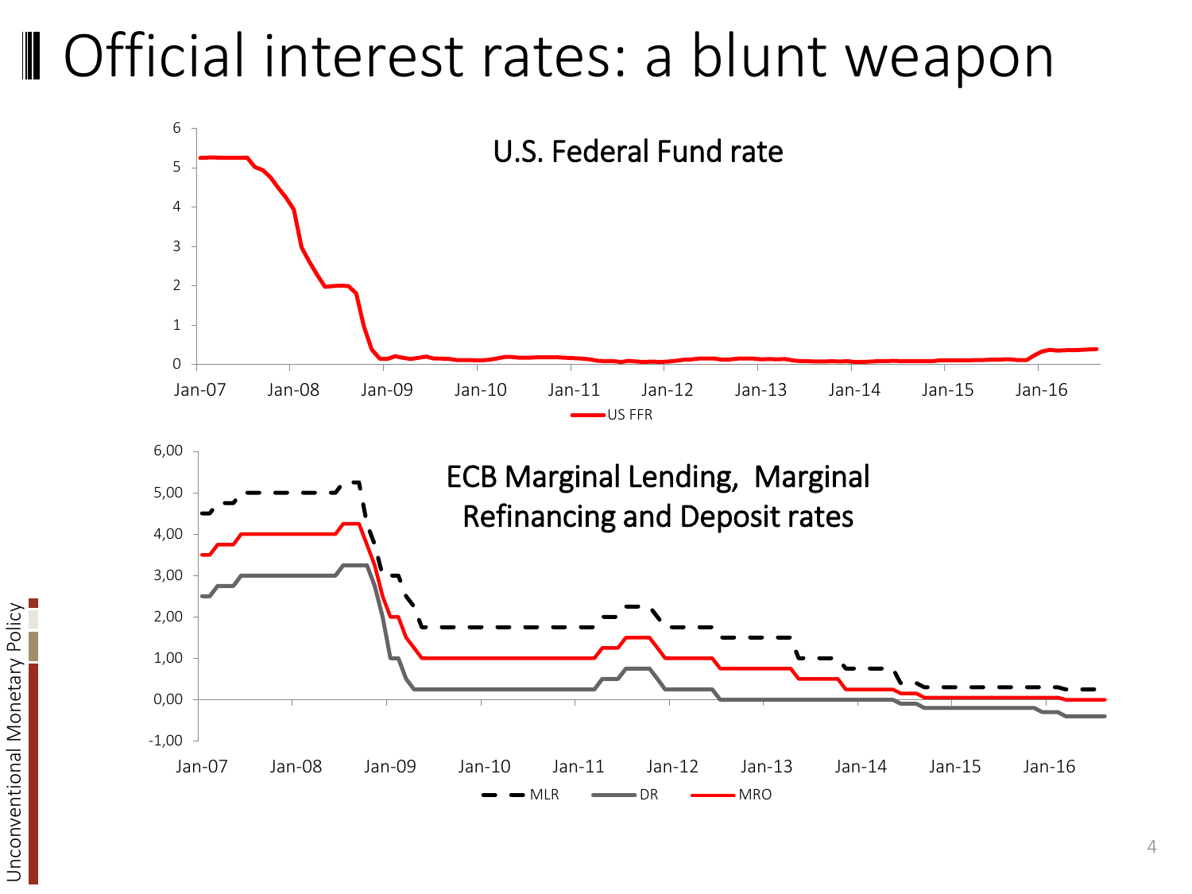# Official interest rates: a blunt weapon

U.S. Federal Fund rate

US FFR

ECB Marginal Lending, Marginal Refinancing and Deposit rates

MLR DR MRO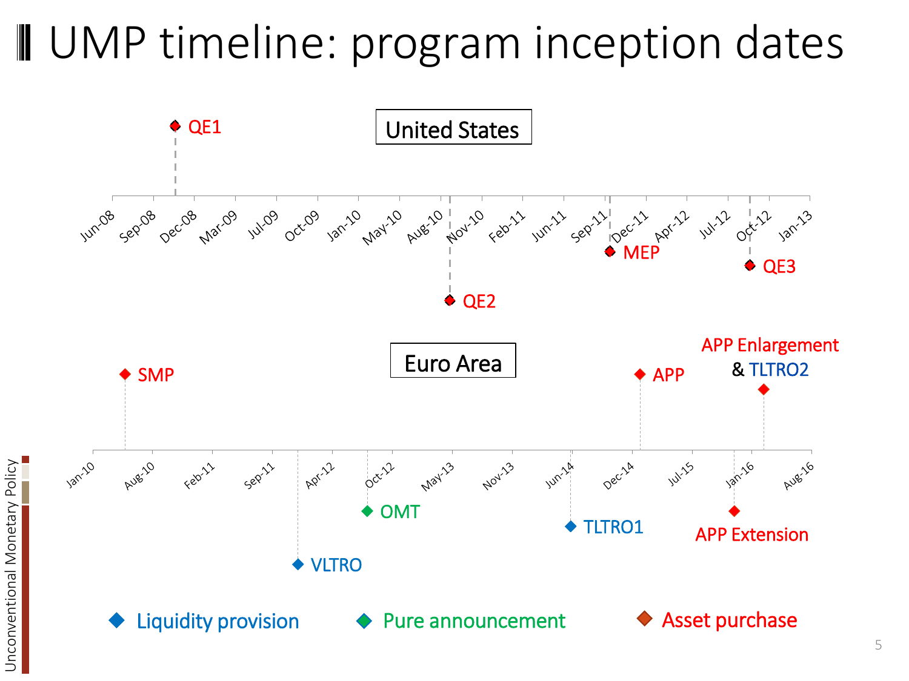# UMP timeline: program inception dates

**United States**

Jun-08, Sep-08, Dec-08, Mar-09, Jul-09, Oct-09, Jan-10, May-10, Aug-10, Nov-10, Feb-11, Jun-11, Sep-11, Dec-11, Apr-12, Jul-12, Oct-12, Jan-13

QE1, QE2, MEP, QE3

**Euro Area**

Jan-10, Aug-10, Feb-11, Sep-11, Apr-12, Oct-12, May-13, Nov-13, Jun-14, Dec-14, Jul-15, Jan-16, Aug-16

SMP, VLTRO, OMT, TLTRO1, APP, APP Extension, APP Enlargement & TLTRO2

Liquidity provision | Pure announcement | Asset purchase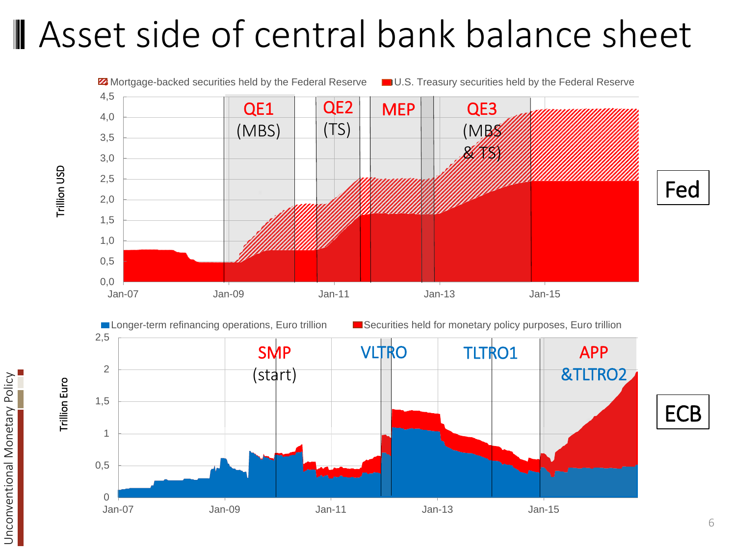# Asset side of central bank balance sheet

Mortgage-backed securities held by the Federal Reserve | U.S. Treasury securities held by the Federal Reserve

Trillion USD

QE1 (MBS) | QE2 (TS) | MEP | QE3 (MBS & TS)

Fed

Longer-term refinancing operations, Euro trillion | Securities held for monetary policy purposes, Euro trillion

Trillion Euro

SMP (start) | VLTRO | TLTRO1 | APP &TLTRO2

ECB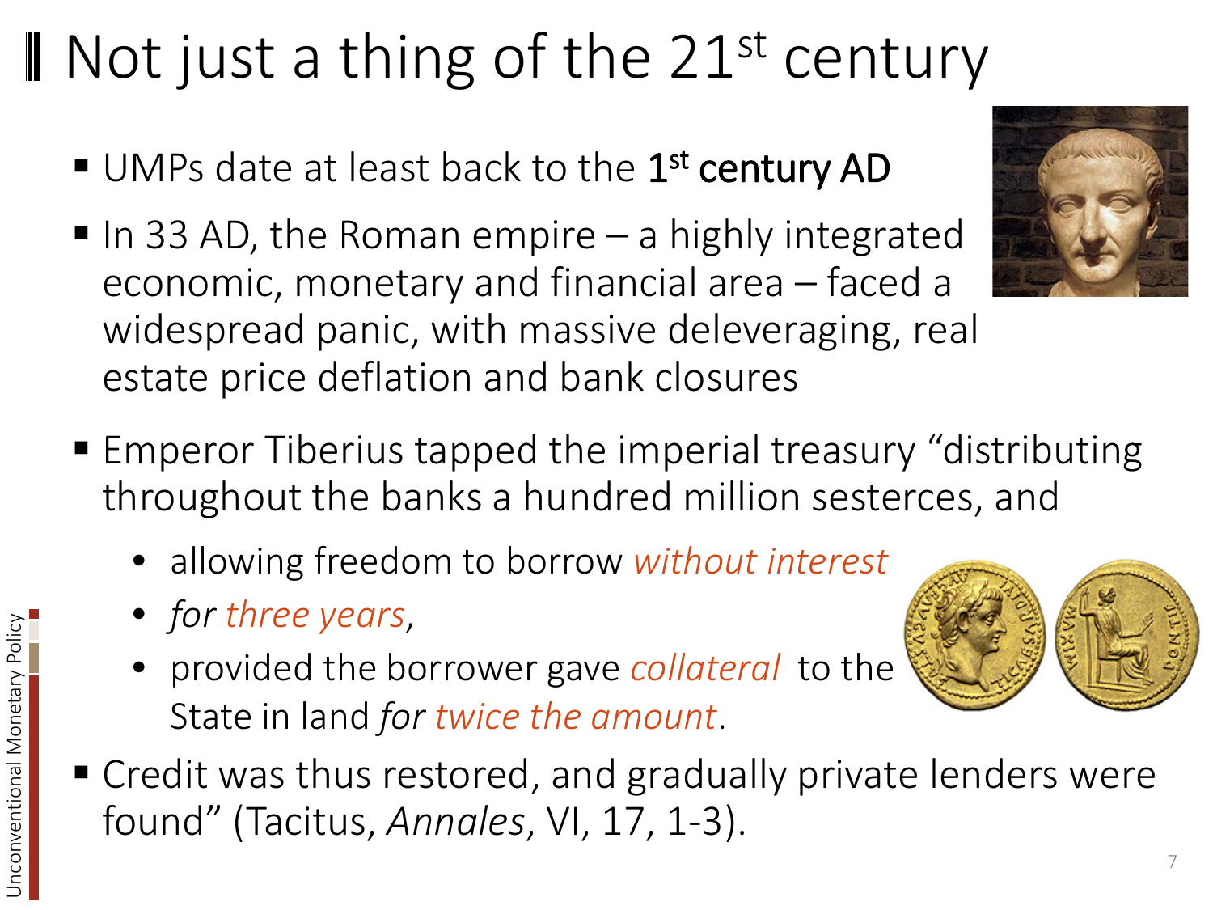# Not just a thing of the 21st century

- UMPs date at least back to the **1st century AD**
- In 33 AD, the Roman empire – a highly integrated economic, monetary and financial area – faced a widespread panic, with massive deleveraging, real estate price deflation and bank closures
- Emperor Tiberius tapped the imperial treasury "distributing throughout the banks a hundred million sesterces, and
  - allowing freedom to borrow *without interest*
  - *for three years*,
  - provided the borrower gave *collateral* to the State in land *for twice the amount*.
- Credit was thus restored, and gradually private lenders were found" (Tacitus, *Annales*, VI, 17, 1-3).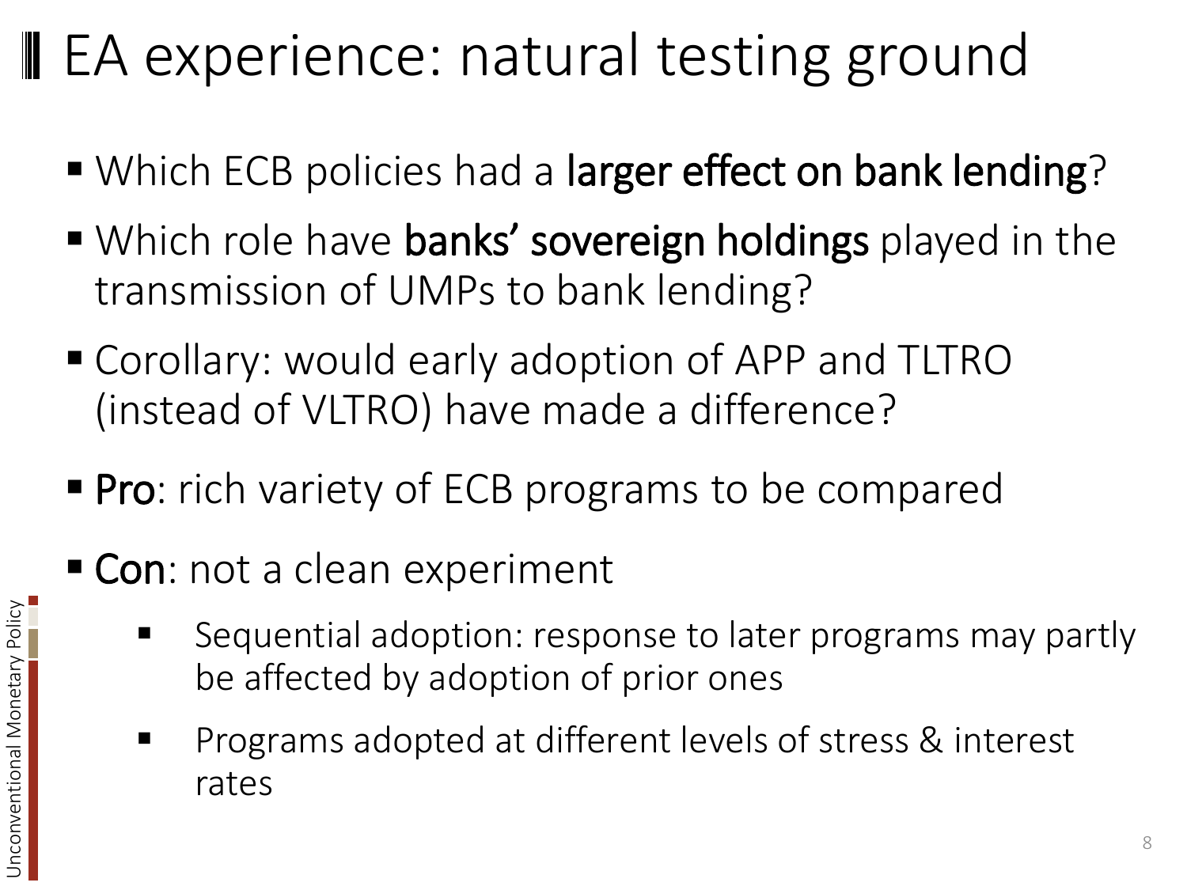# EA experience: natural testing ground

- Which ECB policies had a **larger effect on bank lending**?
- Which role have **banks' sovereign holdings** played in the transmission of UMPs to bank lending?
- Corollary: would early adoption of APP and TLTRO (instead of VLTRO) have made a difference?
- **Pro**: rich variety of ECB programs to be compared
- **Con**: not a clean experiment
  - Sequential adoption: response to later programs may partly be affected by adoption of prior ones
  - Programs adopted at different levels of stress & interest rates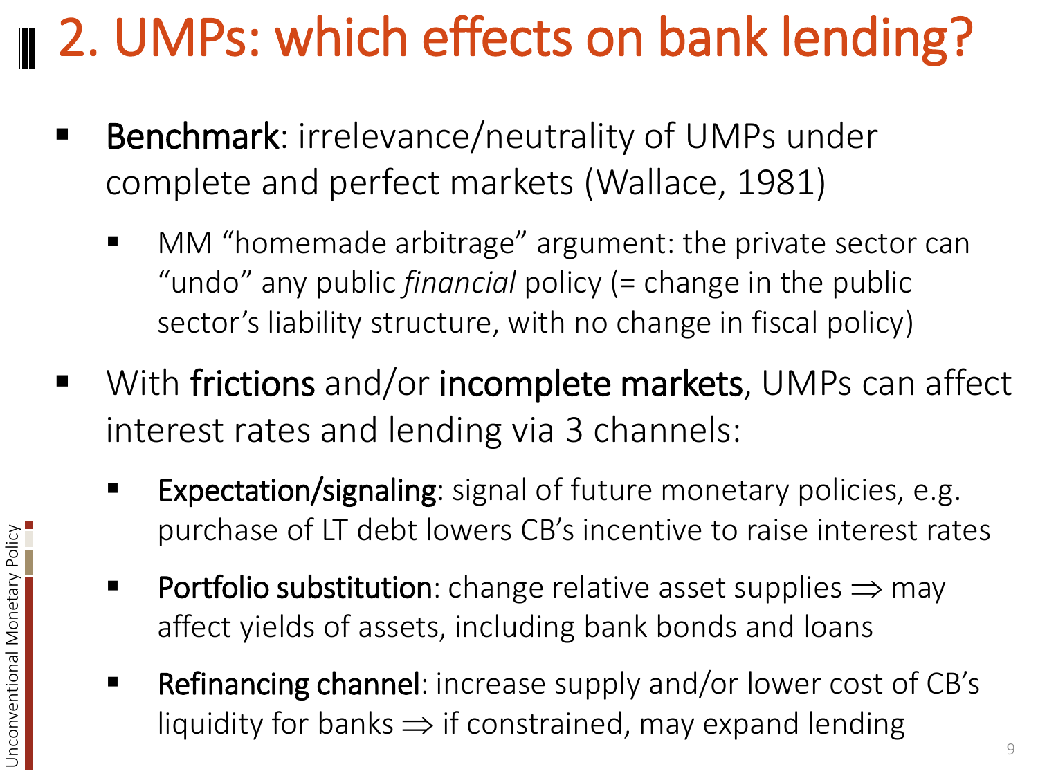# 2. UMPs: which effects on bank lending?

- **Benchmark**: irrelevance/neutrality of UMPs under complete and perfect markets (Wallace, 1981)
  - MM "homemade arbitrage" argument: the private sector can "undo" any public *financial* policy (= change in the public sector's liability structure, with no change in fiscal policy)
- With **frictions** and/or **incomplete markets**, UMPs can affect interest rates and lending via 3 channels:
  - **Expectation/signaling**: signal of future monetary policies, e.g. purchase of LT debt lowers CB's incentive to raise interest rates
  - **Portfolio substitution**: change relative asset supplies $\Rightarrow$ may affect yields of assets, including bank bonds and loans
  - **Refinancing channel**: increase supply and/or lower cost of CB's liquidity for banks $\Rightarrow$ if constrained, may expand lending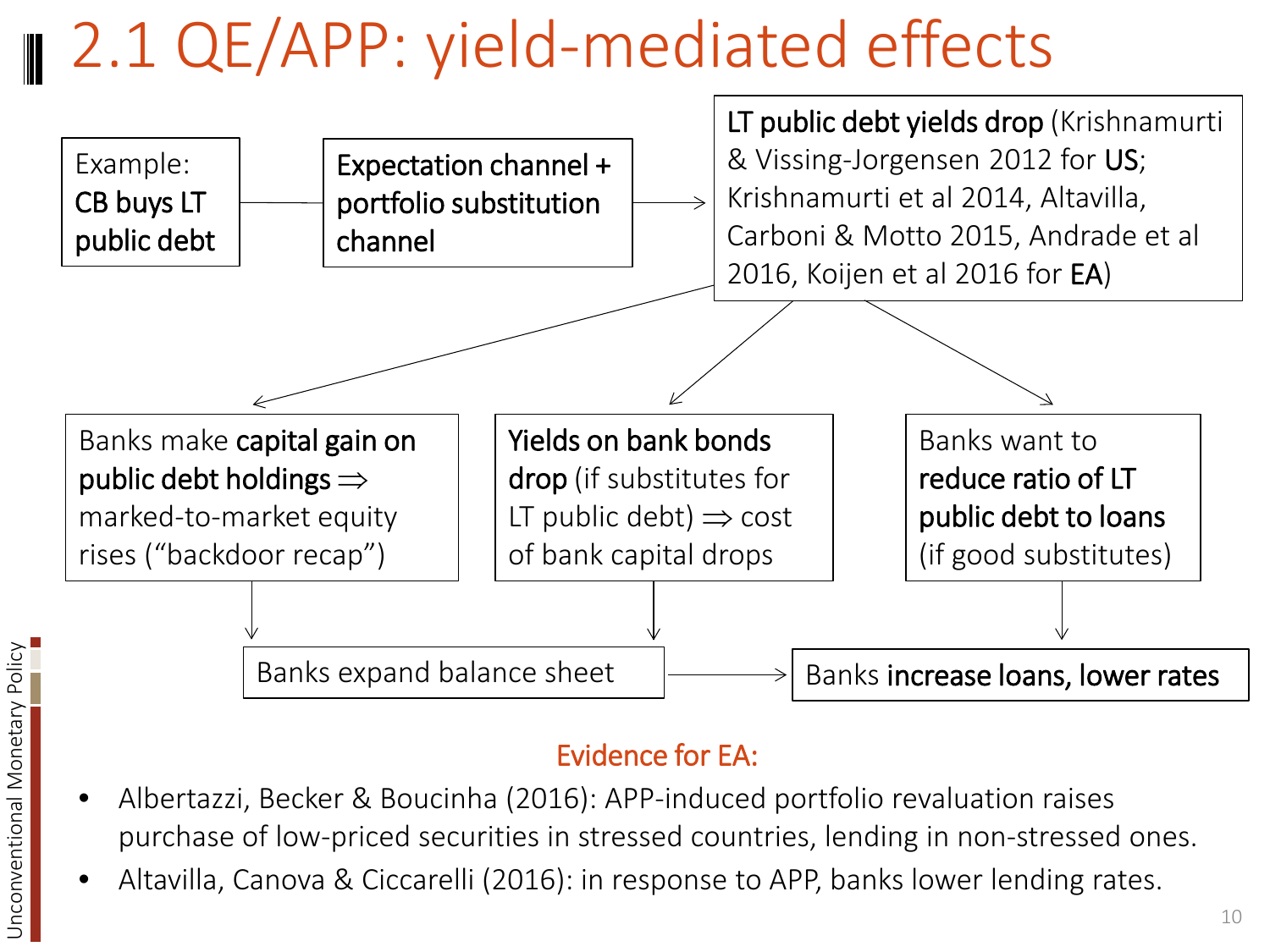# 2.1 QE/APP: yield-mediated effects

Example: **CB buys LT public debt** → **Expectation channel + portfolio substitution channel** → **LT public debt yields drop** (Krishnamurti & Vissing-Jorgensen 2012 for **US**; Krishnamurti et al 2014, Altavilla, Carboni & Motto 2015, Andrade et al 2016, Koijen et al 2016 for **EA**)

- Banks make **capital gain on public debt holdings** ⇒ marked-to-market equity rises ("backdoor recap") → Banks expand balance sheet
- **Yields on bank bonds drop** (if substitutes for LT public debt) ⇒ cost of bank capital drops → Banks expand balance sheet
- Banks want to **reduce ratio of LT public debt to loans** (if good substitutes) → Banks **increase loans, lower rates**

Banks expand balance sheet → Banks **increase loans, lower rates**

**Evidence for EA:**

- Albertazzi, Becker & Boucinha (2016): APP-induced portfolio revaluation raises purchase of low-priced securities in stressed countries, lending in non-stressed ones.
- Altavilla, Canova & Ciccarelli (2016): in response to APP, banks lower lending rates.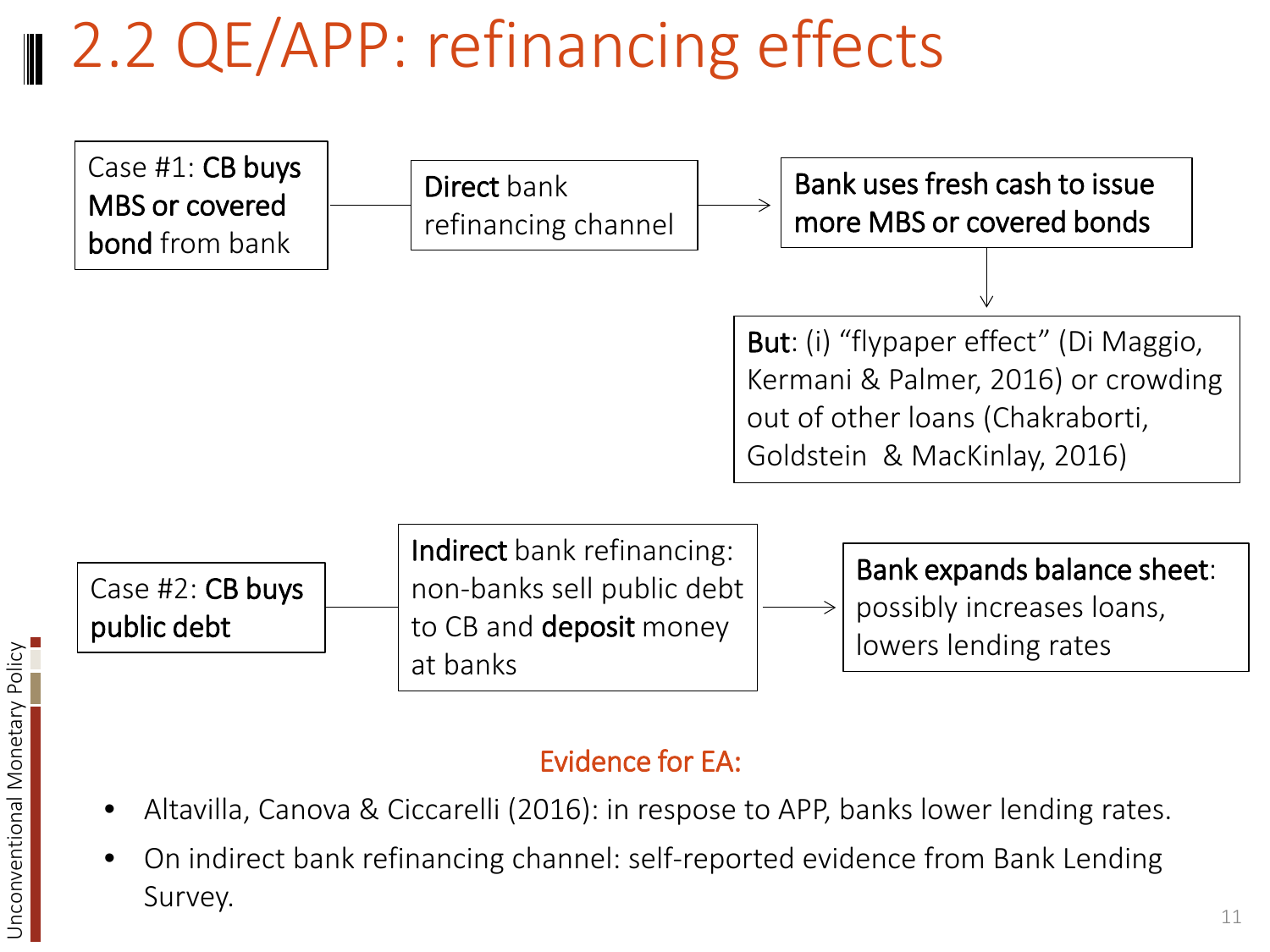# 2.2 QE/APP: refinancing effects

Case #1: **CB buys MBS or covered bond** from bank → **Direct** bank refinancing channel → **Bank uses fresh cash to issue more MBS or covered bonds** → **But**: (i) "flypaper effect" (Di Maggio, Kermani & Palmer, 2016) or crowding out of other loans (Chakraborti, Goldstein & MacKinlay, 2016)

Case #2: **CB buys public debt** → **Indirect** bank refinancing: non-banks sell public debt to CB and **deposit** money at banks → **Bank expands balance sheet**: possibly increases loans, lowers lending rates

Evidence for EA:

- Altavilla, Canova & Ciccarelli (2016): in respose to APP, banks lower lending rates.
- On indirect bank refinancing channel: self-reported evidence from Bank Lending Survey.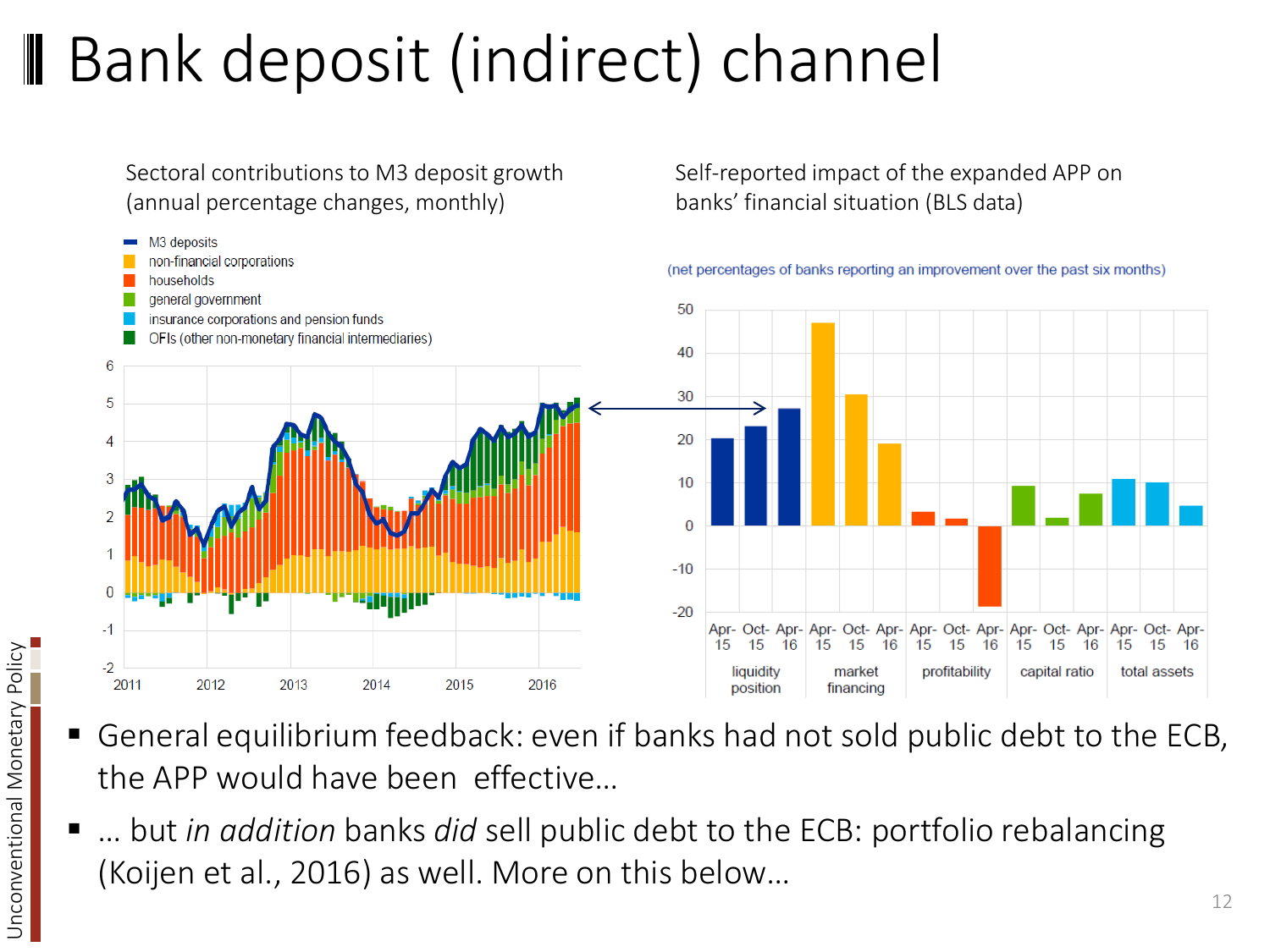# Bank deposit (indirect) channel

Sectoral contributions to M3 deposit growth (annual percentage changes, monthly)

Self-reported impact of the expanded APP on banks' financial situation (BLS data)

- General equilibrium feedback: even if banks had not sold public debt to the ECB, the APP would have been effective…
- … but *in addition* banks *did* sell public debt to the ECB: portfolio rebalancing (Koijen et al., 2016) as well. More on this below…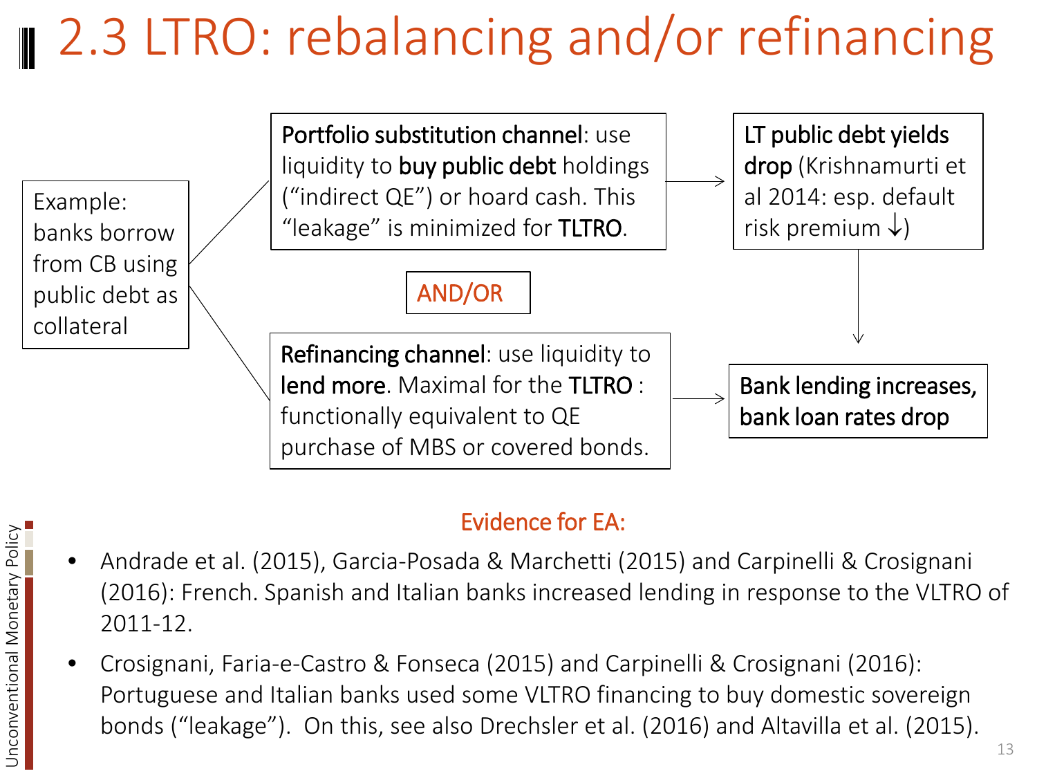# 2.3 LTRO: rebalancing and/or refinancing

Example: banks borrow from CB using public debt as collateral

**Portfolio substitution channel**: use liquidity to **buy public debt** holdings ("indirect QE") or hoard cash. This "leakage" is minimized for **TLTRO**.

→ **LT public debt yields drop** (Krishnamurti et al 2014: esp. default risk premium ↓)

AND/OR

**Refinancing channel**: use liquidity to **lend more**. Maximal for the **TLTRO** : functionally equivalent to QE purchase of MBS or covered bonds.

→ **Bank lending increases, bank loan rates drop**

Evidence for EA:

- Andrade et al. (2015), Garcia-Posada & Marchetti (2015) and Carpinelli & Crosignani (2016): French. Spanish and Italian banks increased lending in response to the VLTRO of 2011-12.
- Crosignani, Faria-e-Castro & Fonseca (2015) and Carpinelli & Crosignani (2016): Portuguese and Italian banks used some VLTRO financing to buy domestic sovereign bonds ("leakage"). On this, see also Drechsler et al. (2016) and Altavilla et al. (2015).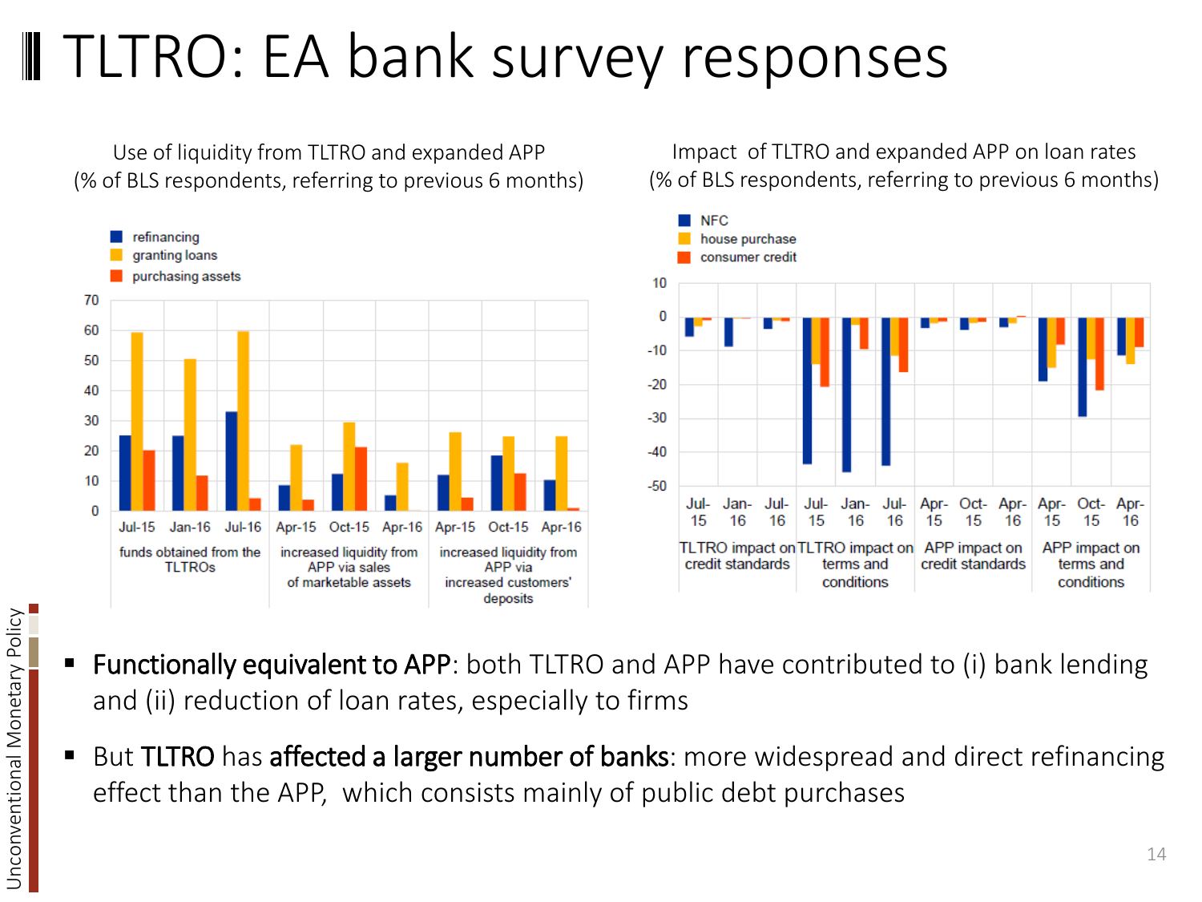# TLTRO: EA bank survey responses

Use of liquidity from TLTRO and expanded APP
(% of BLS respondents, referring to previous 6 months)

refinancing | granting loans | purchasing assets

funds obtained from the TLTROs (Jul-15, Jan-16, Jul-16); increased liquidity from APP via sales of marketable assets (Apr-15, Oct-15, Apr-16); increased liquidity from APP via increased customers' deposits (Apr-15, Oct-15, Apr-16)

Impact of TLTRO and expanded APP on loan rates
(% of BLS respondents, referring to previous 6 months)

NFC | house purchase | consumer credit

TLTRO impact on credit standards (Jul-15, Jan-16, Jul-16); TLTRO impact on terms and conditions (Jul-15, Jan-16, Jul-16); APP impact on credit standards (Apr-15, Oct-15, Apr-16); APP impact on terms and conditions (Apr-15, Oct-15, Apr-16)

- **Functionally equivalent to APP**: both TLTRO and APP have contributed to (i) bank lending and (ii) reduction of loan rates, especially to firms
- But **TLTRO** has **affected a larger number of banks**: more widespread and direct refinancing effect than the APP, which consists mainly of public debt purchases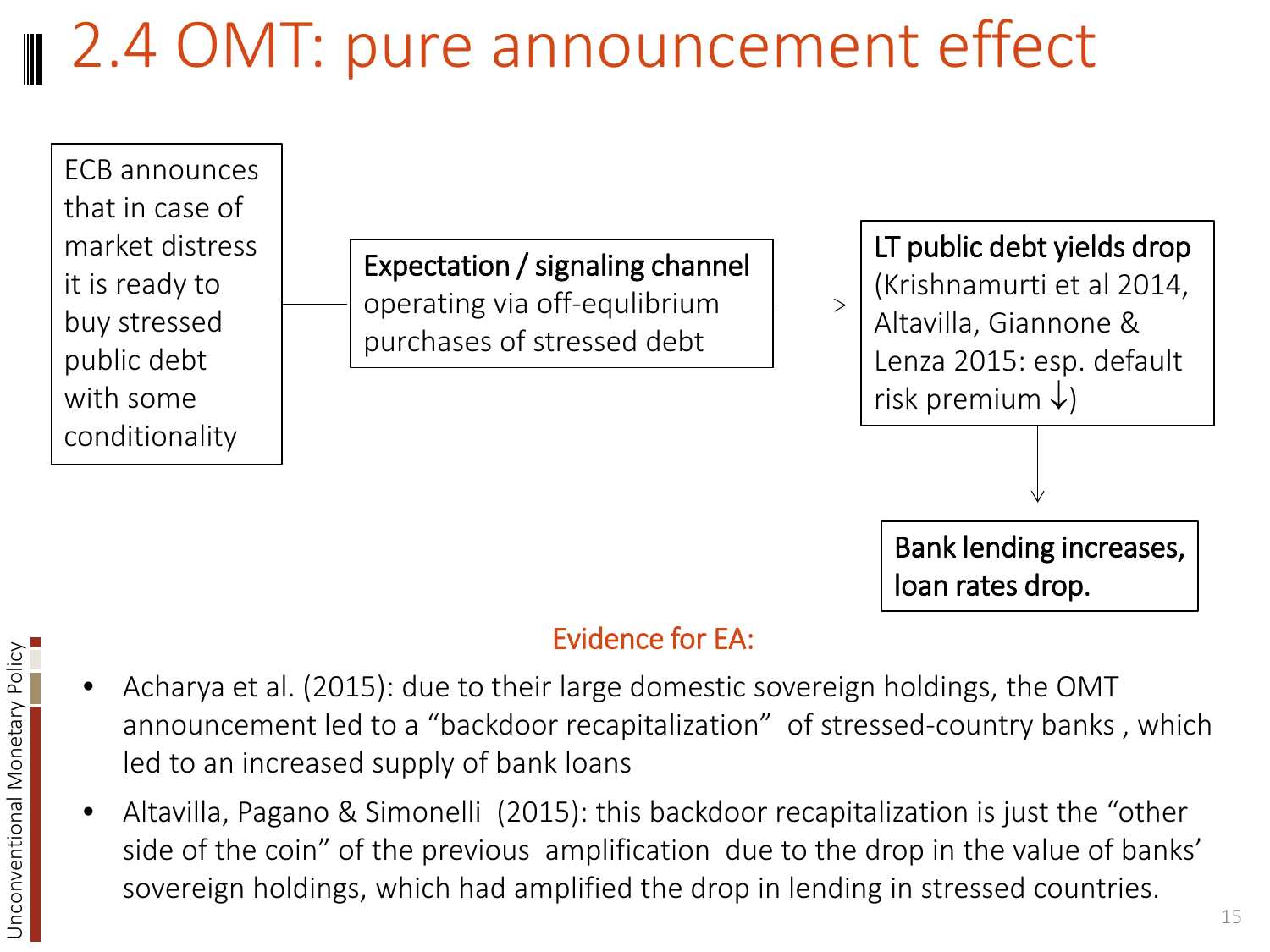# 2.4 OMT: pure announcement effect

ECB announces that in case of market distress it is ready to buy stressed public debt with some conditionality

→

**Expectation / signaling channel** operating via off-equlibrium purchases of stressed debt

→

**LT public debt yields drop** (Krishnamurti et al 2014, Altavilla, Giannone & Lenza 2015: esp. default risk premium ↓)

↓

**Bank lending increases, loan rates drop.**

## Evidence for EA:

- Acharya et al. (2015): due to their large domestic sovereign holdings, the OMT announcement led to a "backdoor recapitalization" of stressed-country banks , which led to an increased supply of bank loans
- Altavilla, Pagano & Simonelli (2015): this backdoor recapitalization is just the "other side of the coin" of the previous amplification due to the drop in the value of banks' sovereign holdings, which had amplified the drop in lending in stressed countries.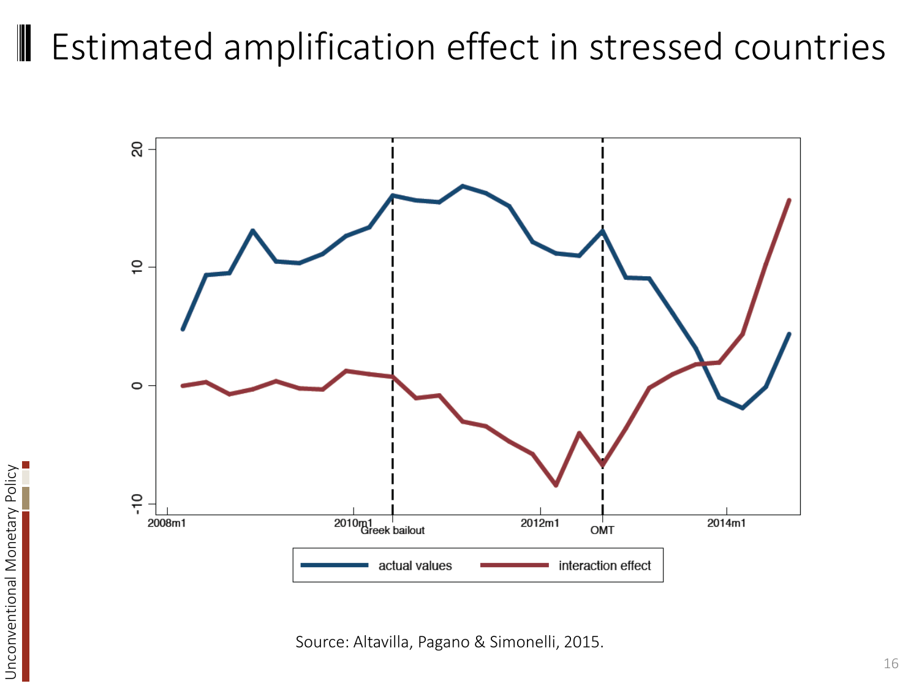# Estimated amplification effect in stressed countries

Source: Altavilla, Pagano & Simonelli, 2015.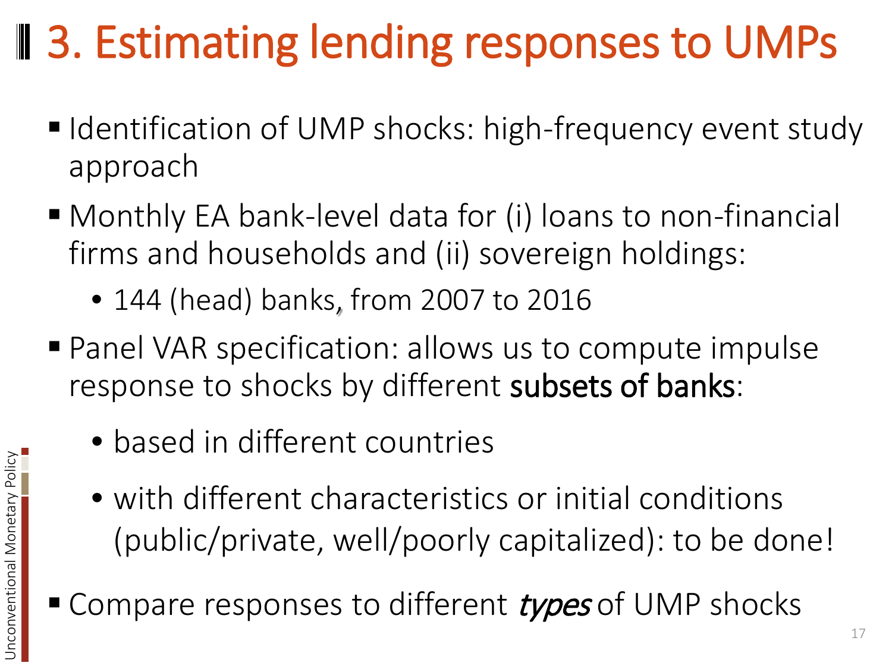# 3. Estimating lending responses to UMPs

- Identification of UMP shocks: high-frequency event study approach
- Monthly EA bank-level data for (i) loans to non-financial firms and households and (ii) sovereign holdings:
  - 144 (head) banks, from 2007 to 2016
- Panel VAR specification: allows us to compute impulse response to shocks by different **subsets of banks**:
  - based in different countries
  - with different characteristics or initial conditions (public/private, well/poorly capitalized): to be done!
- Compare responses to different *types* of UMP shocks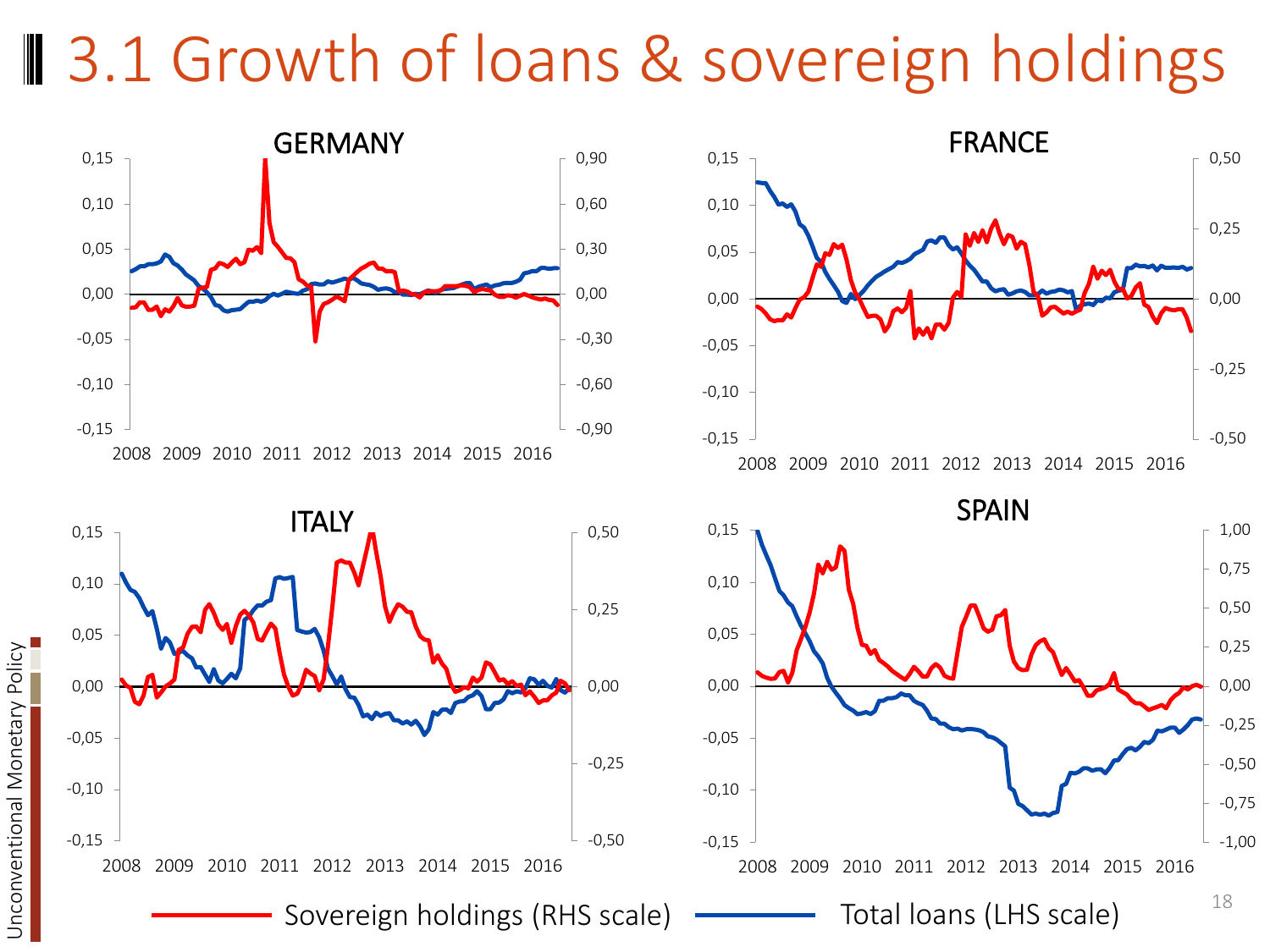# 3.1 Growth of loans & sovereign holdings

GERMANY

FRANCE

ITALY

SPAIN

Sovereign holdings (RHS scale) Total loans (LHS scale)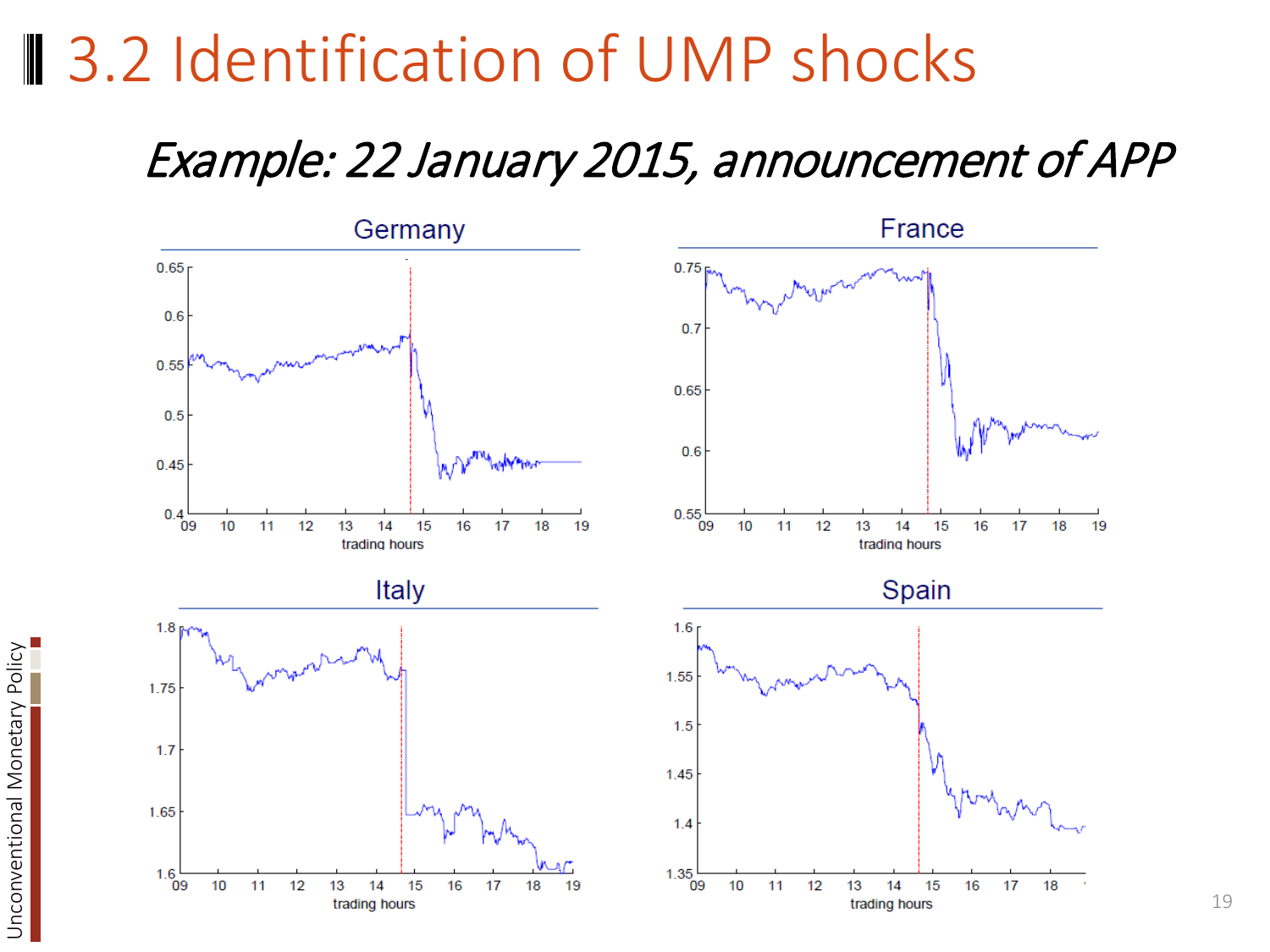# 3.2 Identification of UMP shocks

*Example: 22 January 2015, announcement of APP*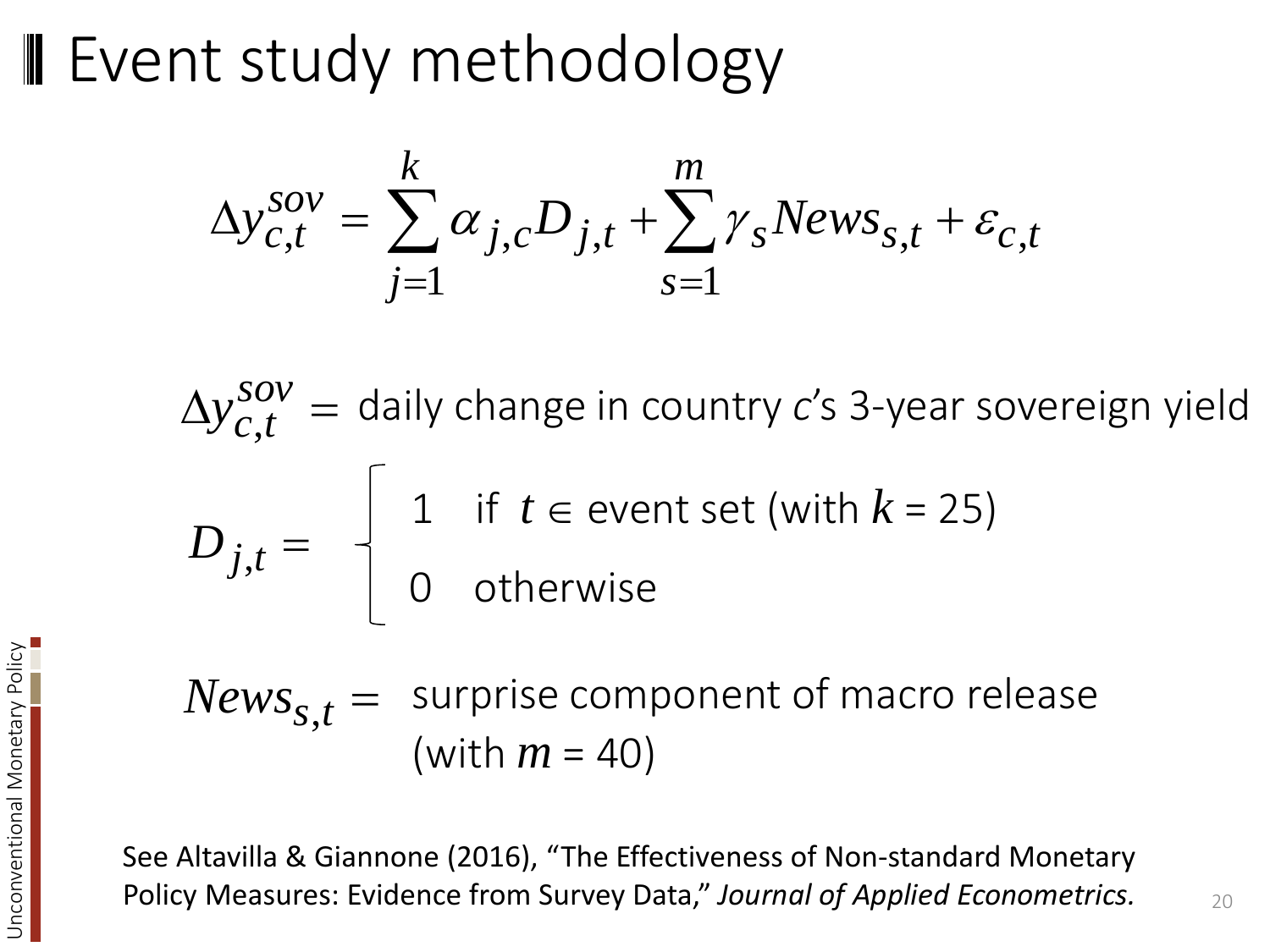# Event study methodology

$$\Delta y_{c,t}^{sov} = \sum_{j=1}^{k} \alpha_{j,c} D_{j,t} + \sum_{s=1}^{m} \gamma_s News_{s,t} + \varepsilon_{c,t}$$

$\Delta y_{c,t}^{sov} =$ daily change in country *c*'s 3-year sovereign yield

$$D_{j,t} = \begin{cases} 1 & \text{if } t \in \text{event set (with } k = 25) \\ 0 & \text{otherwise} \end{cases}$$

$News_{s,t} =$ surprise component of macro release (with $m$ = 40)

See Altavilla & Giannone (2016), "The Effectiveness of Non-standard Monetary Policy Measures: Evidence from Survey Data," *Journal of Applied Econometrics.*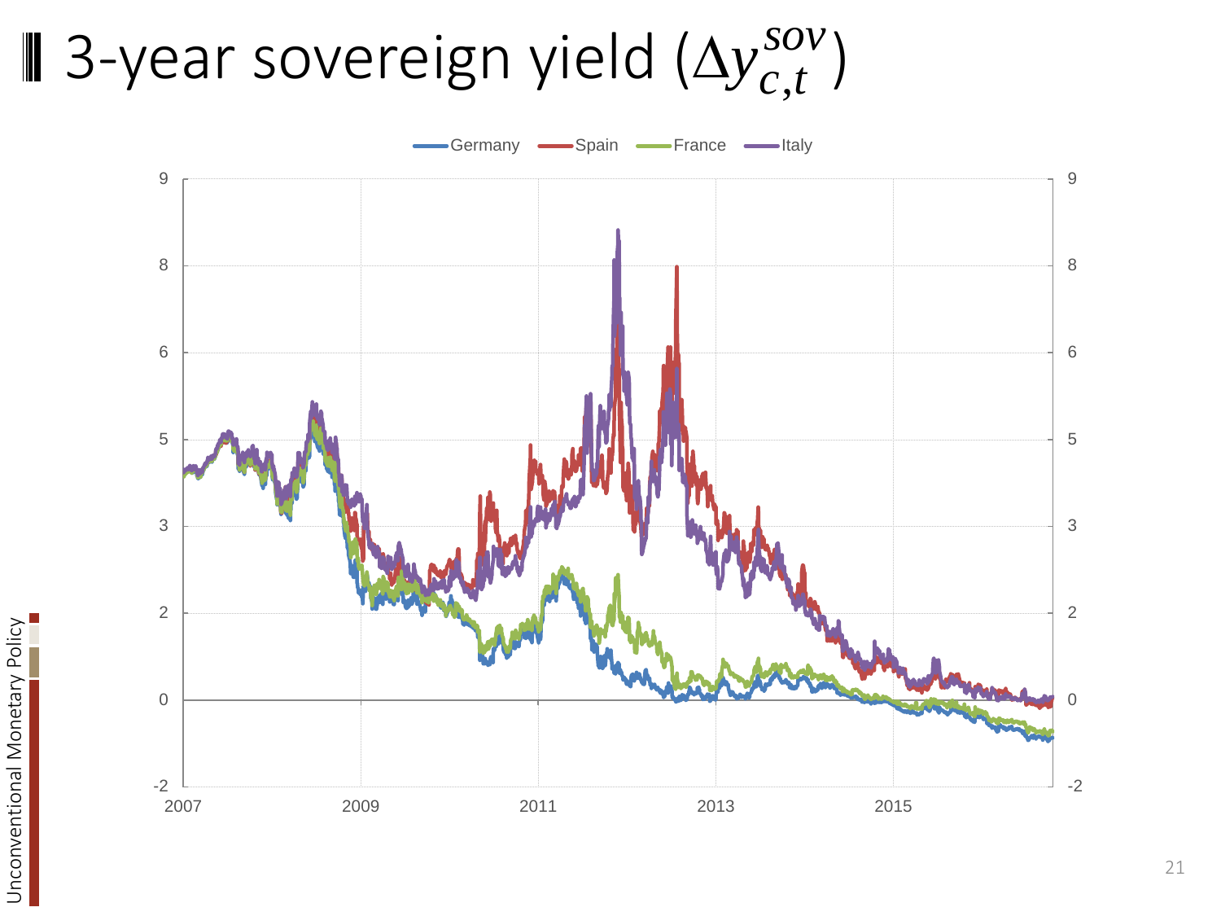# 3-year sovereign yield ($\Delta y_{c,t}^{sov}$)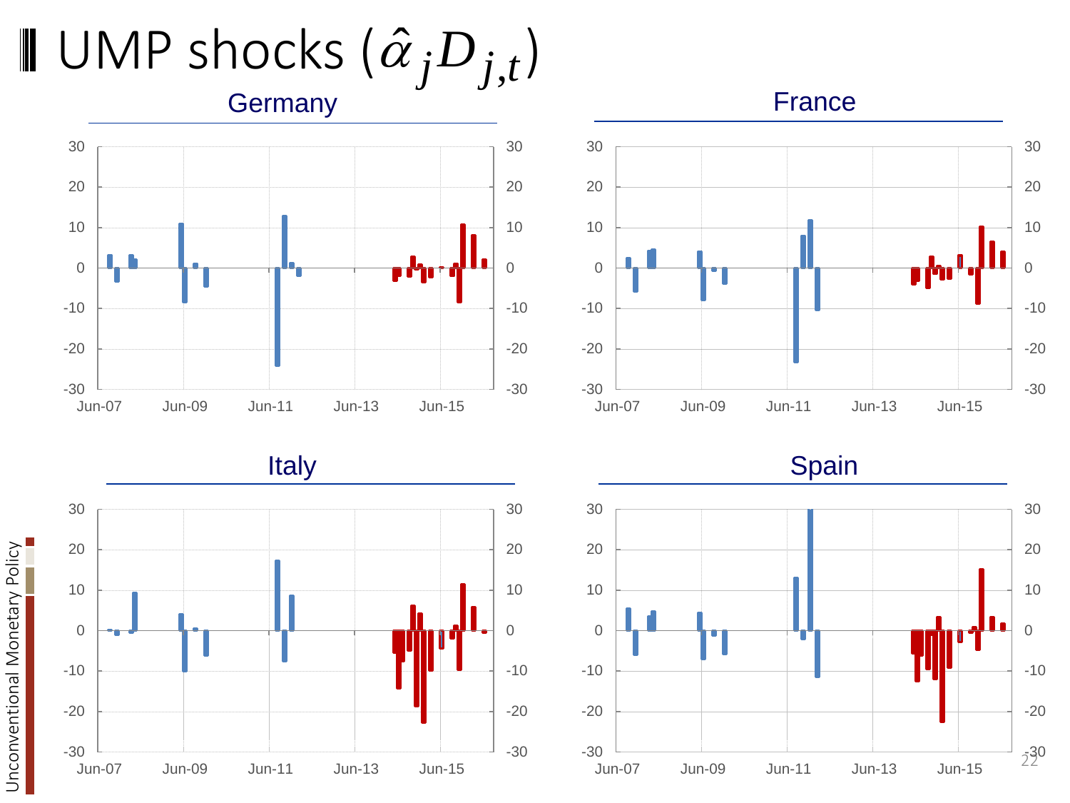# UMP shocks ($\hat{\alpha}_j D_{j,t}$)

## Germany

## France

## Italy

## Spain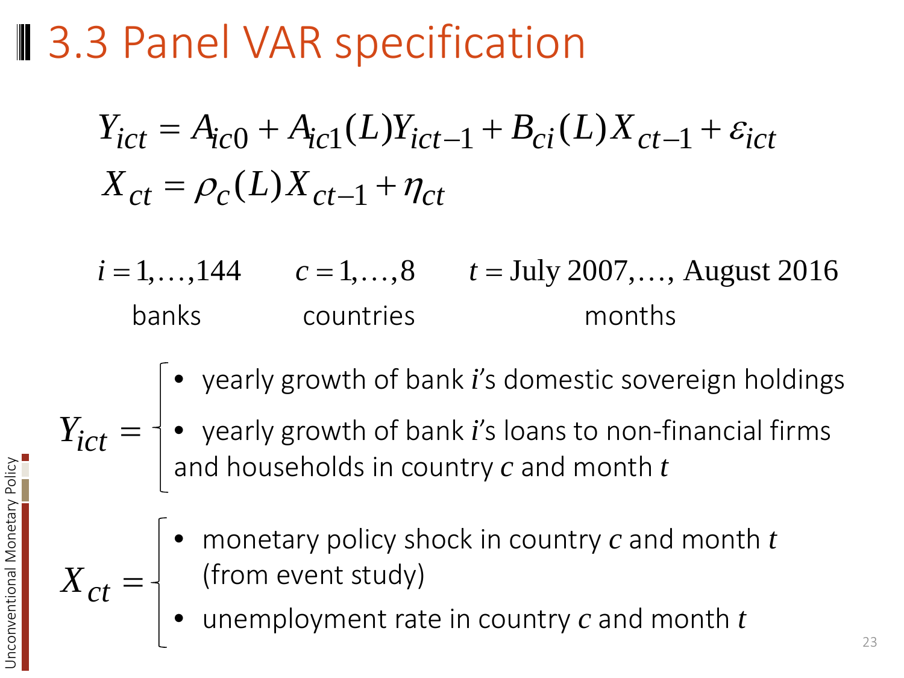# 3.3 Panel VAR specification

$$Y_{ict} = A_{ic0} + A_{ic1}(L)Y_{ict-1} + B_{ci}(L)X_{ct-1} + \varepsilon_{ict}$$

$$X_{ct} = \rho_c(L)X_{ct-1} + \eta_{ct}$$

| $i = 1,\ldots,144$ | $c = 1,\ldots,8$ | $t = \text{July 2007},\ldots, \text{August 2016}$ |
|---|---|---|
| banks | countries | months |

$Y_{ict} =$

- yearly growth of bank $i$'s domestic sovereign holdings
- yearly growth of bank $i$'s loans to non-financial firms and households in country $c$ and month $t$

$X_{ct} =$

- monetary policy shock in country $c$ and month $t$ (from event study)
- unemployment rate in country $c$ and month $t$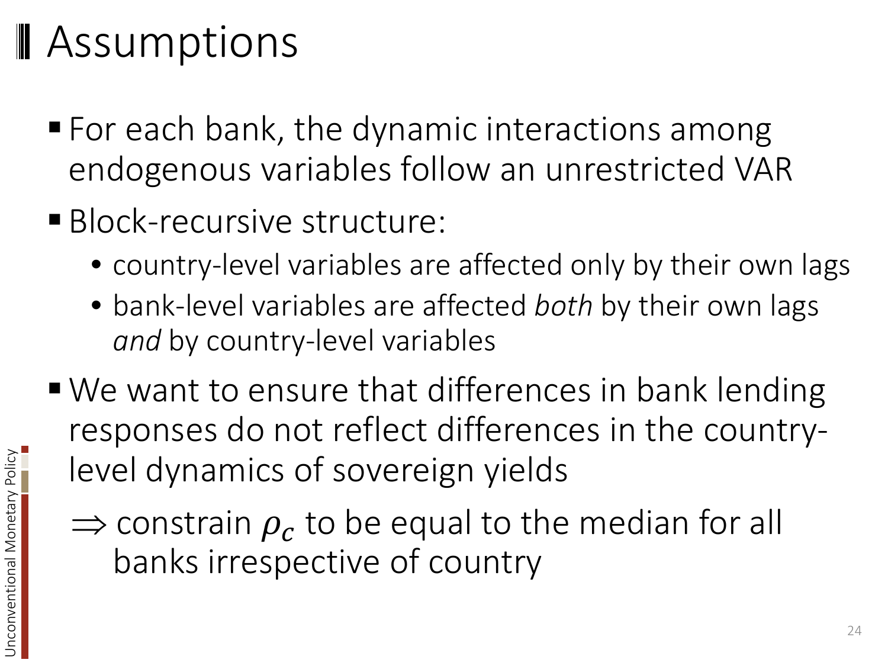# Assumptions

- For each bank, the dynamic interactions among endogenous variables follow an unrestricted VAR
- Block-recursive structure:
  - country-level variables are affected only by their own lags
  - bank-level variables are affected *both* by their own lags *and* by country-level variables
- We want to ensure that differences in bank lending responses do not reflect differences in the country-level dynamics of sovereign yields

  $\Rightarrow$ constrain $\rho_c$ to be equal to the median for all banks irrespective of country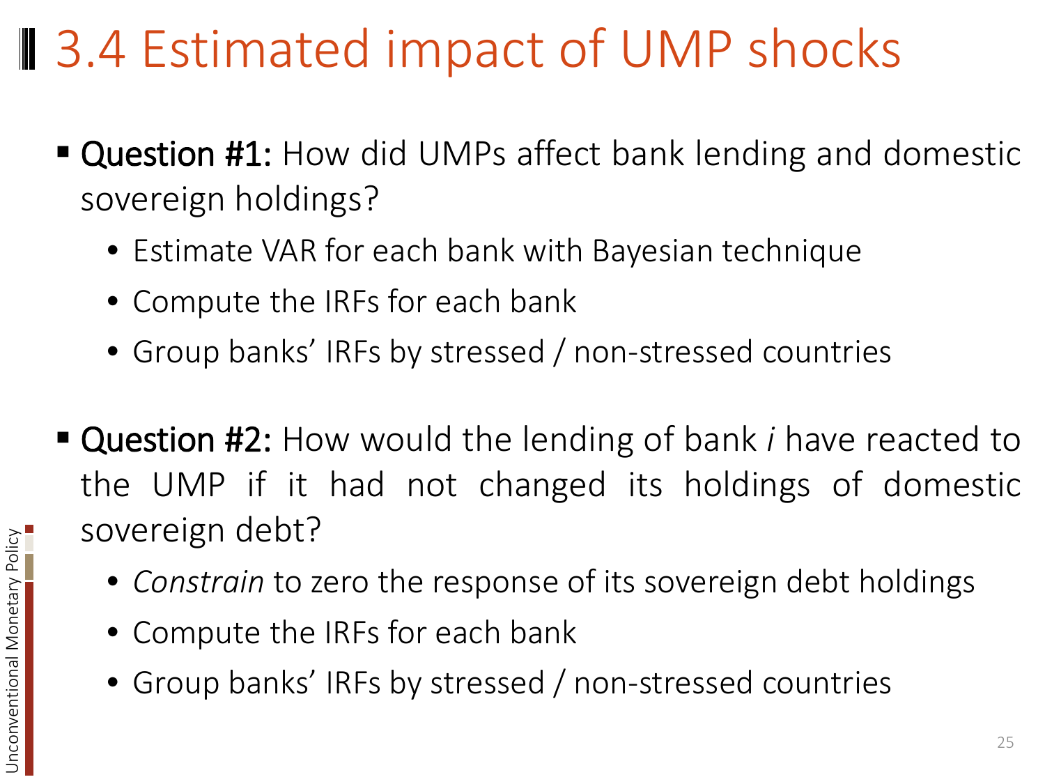# 3.4 Estimated impact of UMP shocks

- **Question #1:** How did UMPs affect bank lending and domestic sovereign holdings?
  - Estimate VAR for each bank with Bayesian technique
  - Compute the IRFs for each bank
  - Group banks' IRFs by stressed / non-stressed countries

- **Question #2:** How would the lending of bank *i* have reacted to the UMP if it had not changed its holdings of domestic sovereign debt?
  - *Constrain* to zero the response of its sovereign debt holdings
  - Compute the IRFs for each bank
  - Group banks' IRFs by stressed / non-stressed countries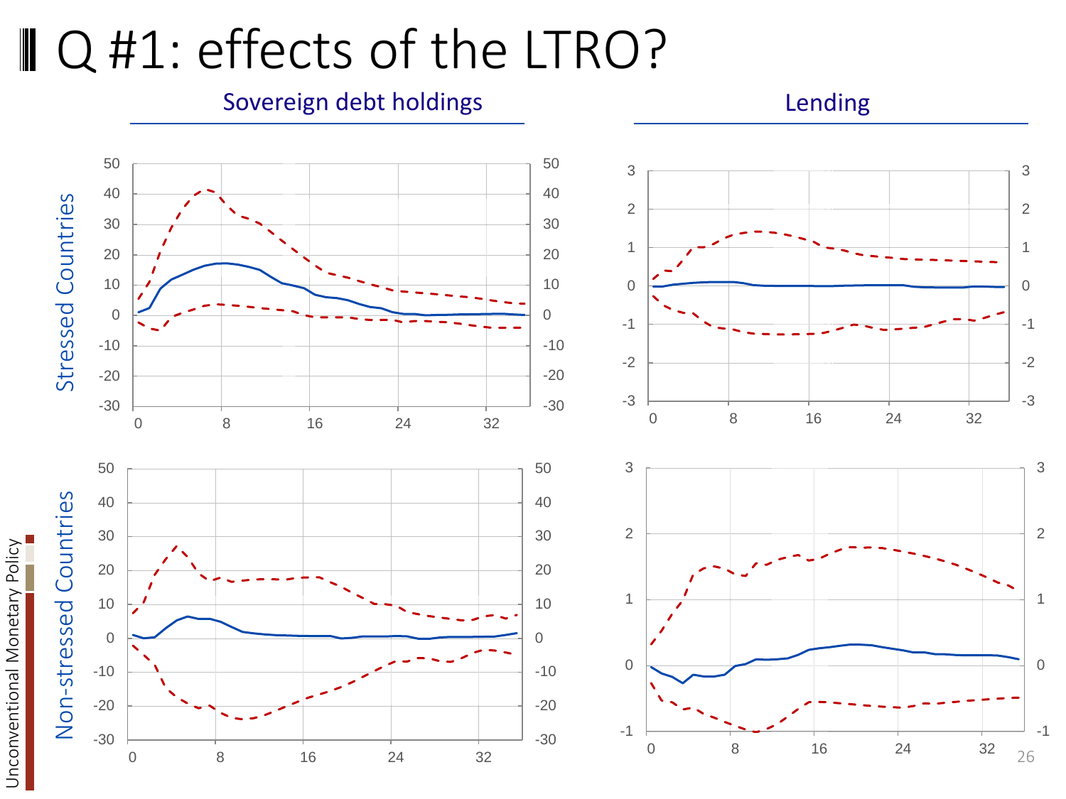# Q #1: effects of the LTRO?

Sovereign debt holdings | Lending

Stressed Countries

Non-stressed Countries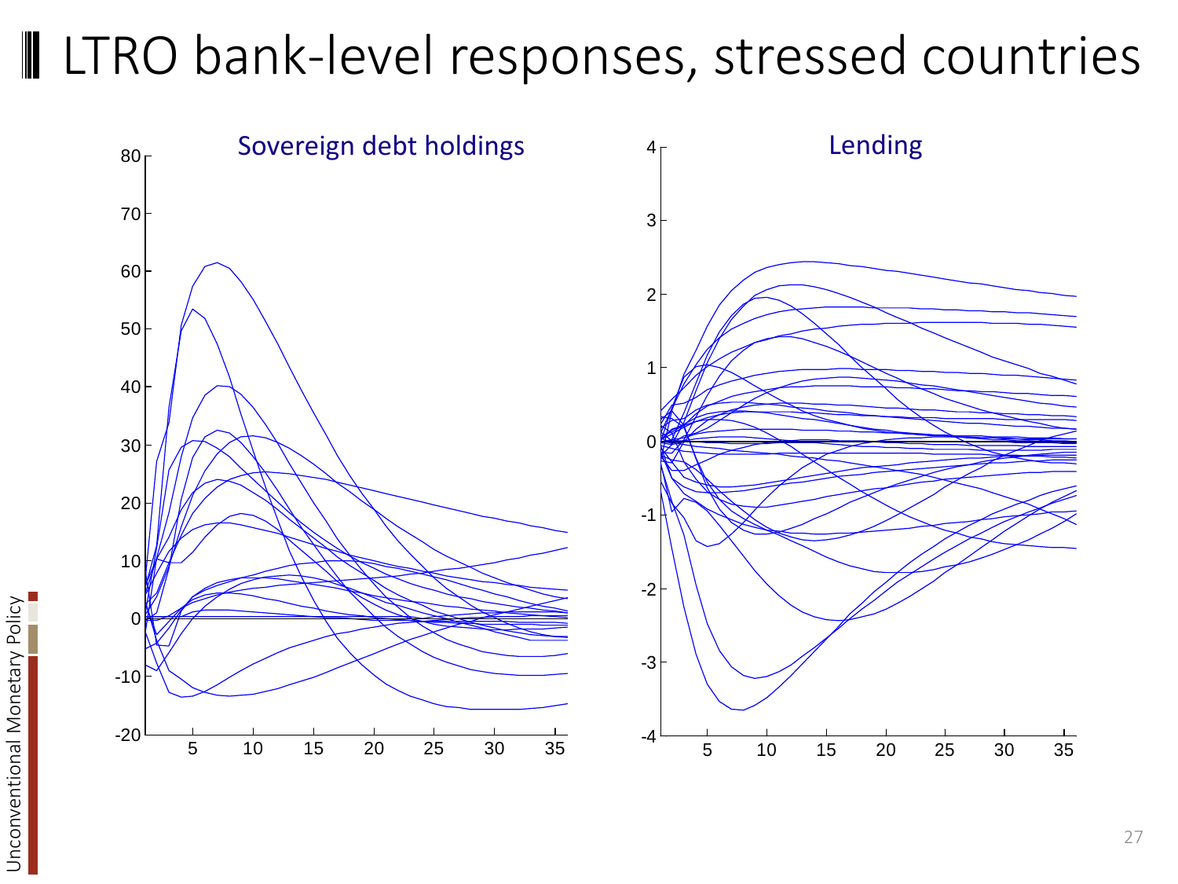# LTRO bank-level responses, stressed countries

Sovereign debt holdings

Lending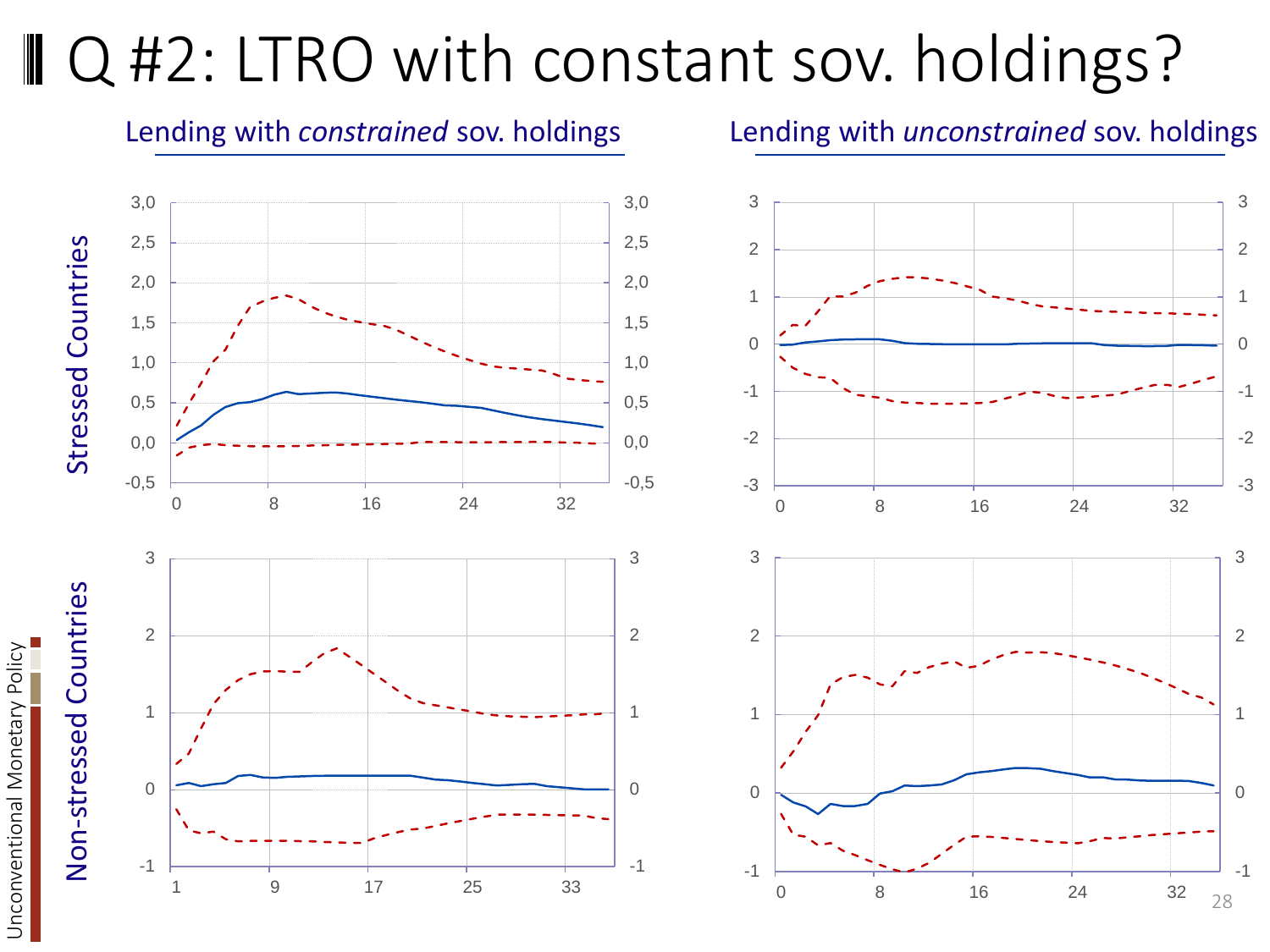# Q #2: LTRO with constant sov. holdings?

Lending with *constrained* sov. holdings

Lending with *unconstrained* sov. holdings

Stressed Countries

Non-stressed Countries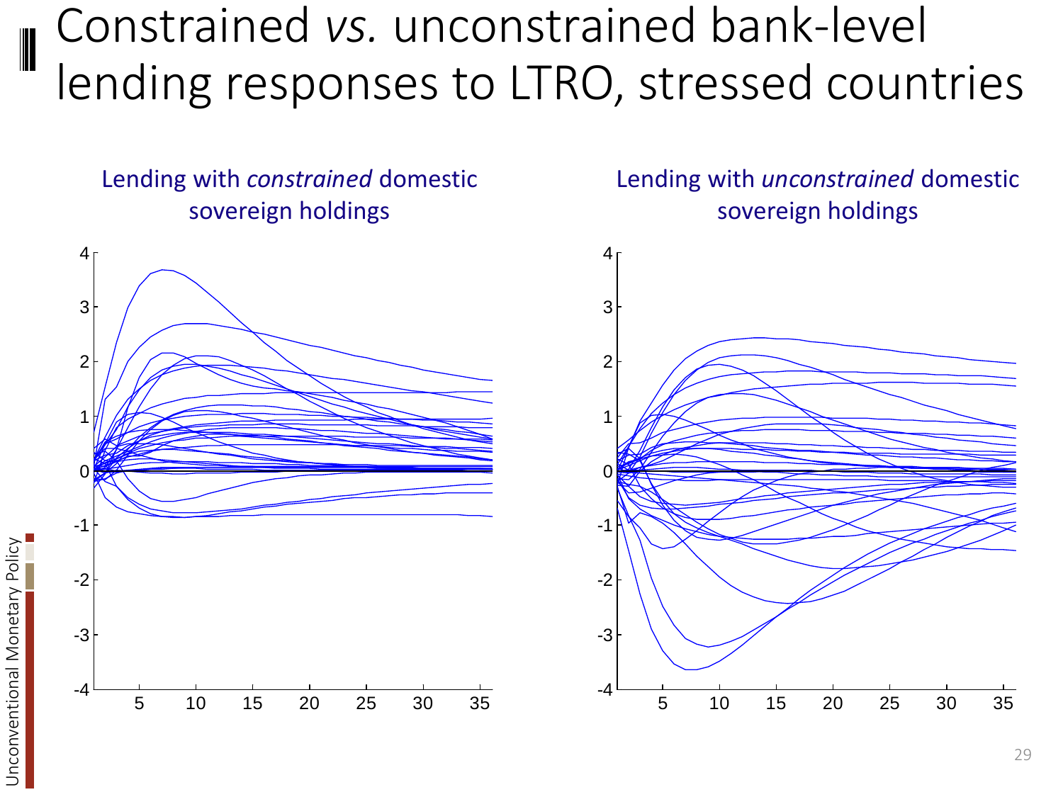# Constrained *vs.* unconstrained bank-level lending responses to LTRO, stressed countries

Lending with *constrained* domestic sovereign holdings

Lending with *unconstrained* domestic sovereign holdings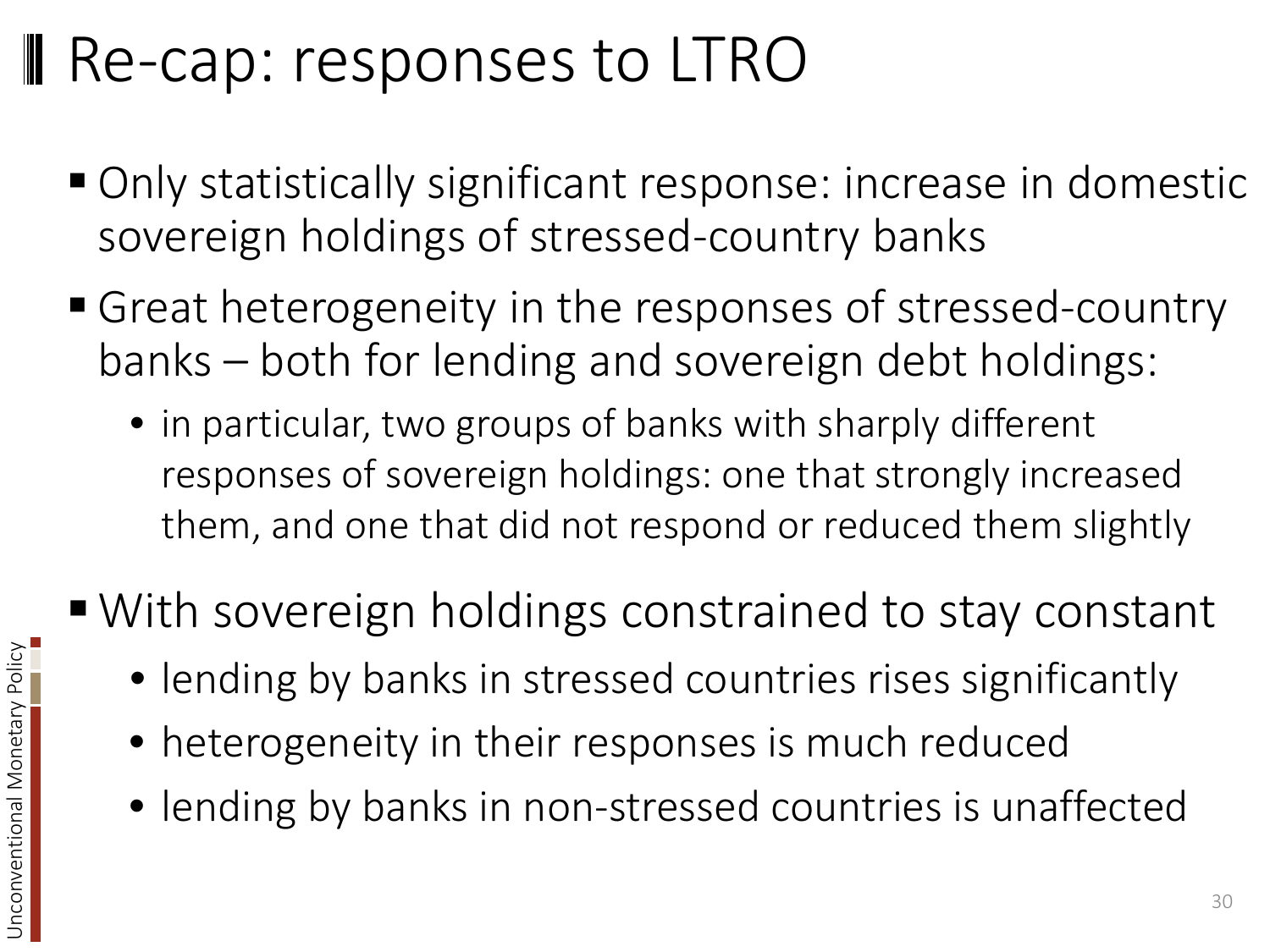# Re-cap: responses to LTRO

- Only statistically significant response: increase in domestic sovereign holdings of stressed-country banks
- Great heterogeneity in the responses of stressed-country banks – both for lending and sovereign debt holdings:
  - in particular, two groups of banks with sharply different responses of sovereign holdings: one that strongly increased them, and one that did not respond or reduced them slightly
- With sovereign holdings constrained to stay constant
  - lending by banks in stressed countries rises significantly
  - heterogeneity in their responses is much reduced
  - lending by banks in non-stressed countries is unaffected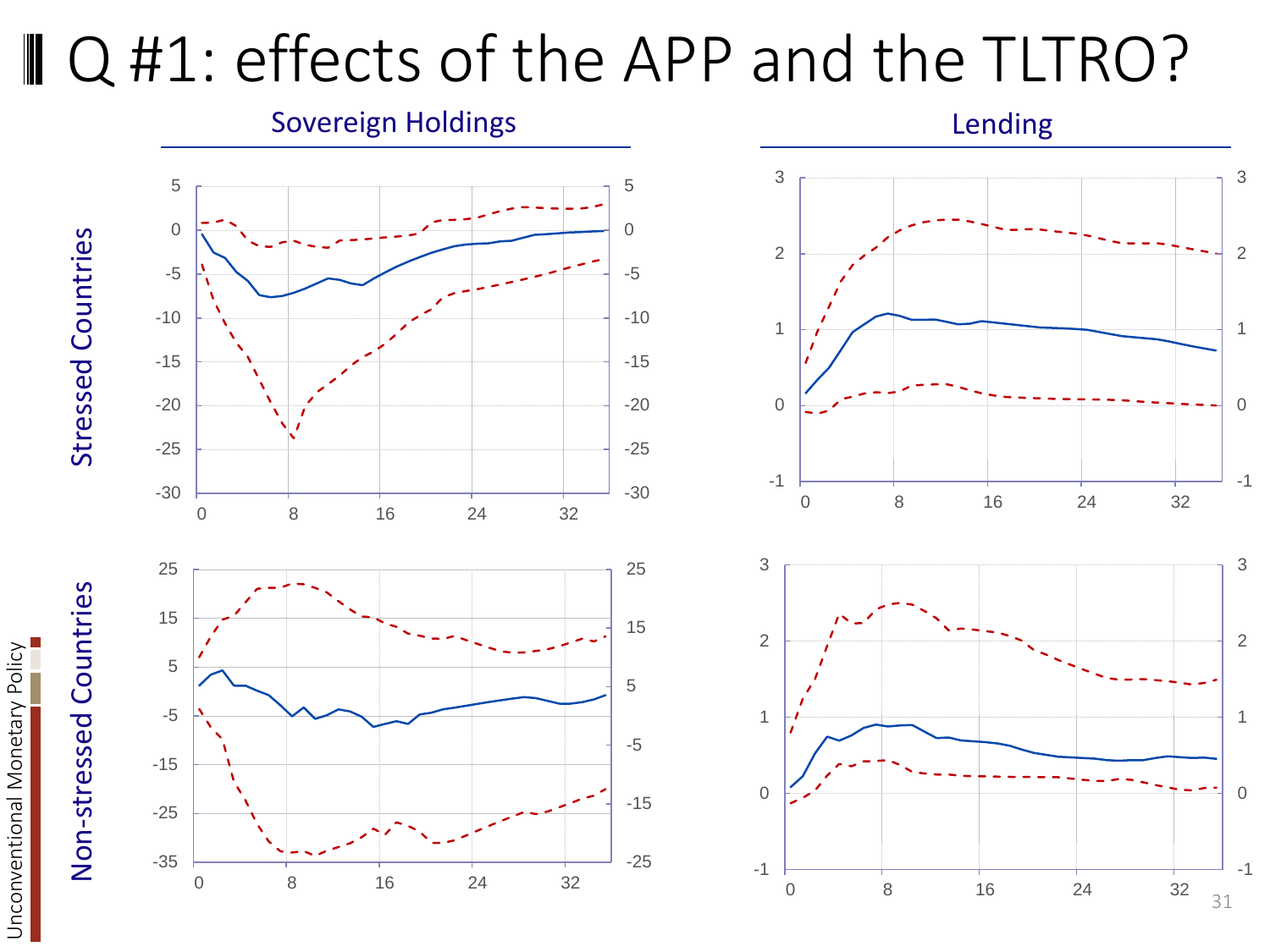# Q #1: effects of the APP and the TLTRO?

|  | Sovereign Holdings | Lending |
| --- | --- | --- |
| Stressed Countries |  |  |
| Non-stressed Countries |  |  |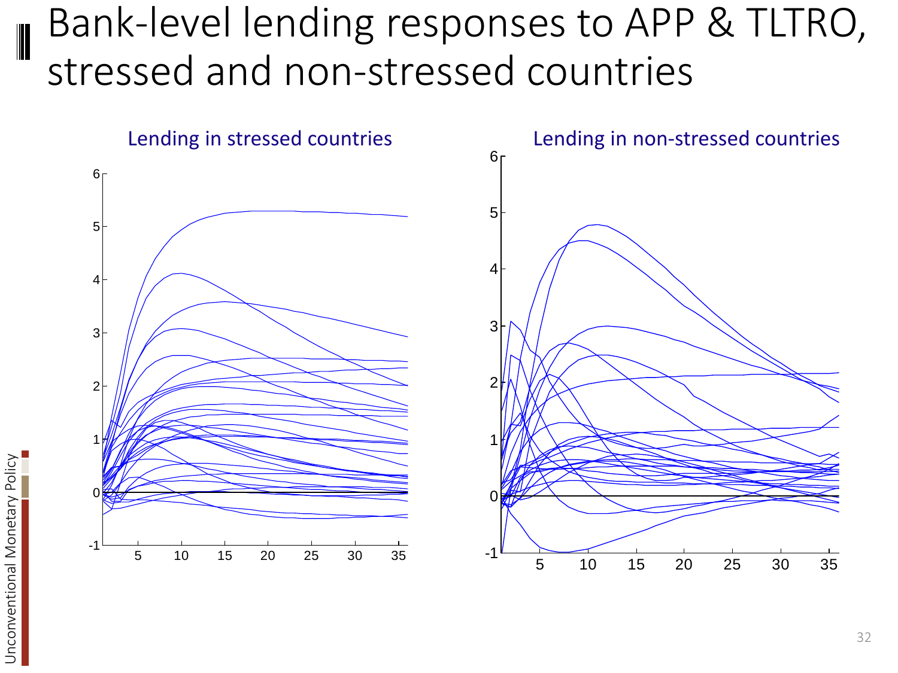# Bank-level lending responses to APP & TLTRO, stressed and non-stressed countries

Lending in stressed countries

Lending in non-stressed countries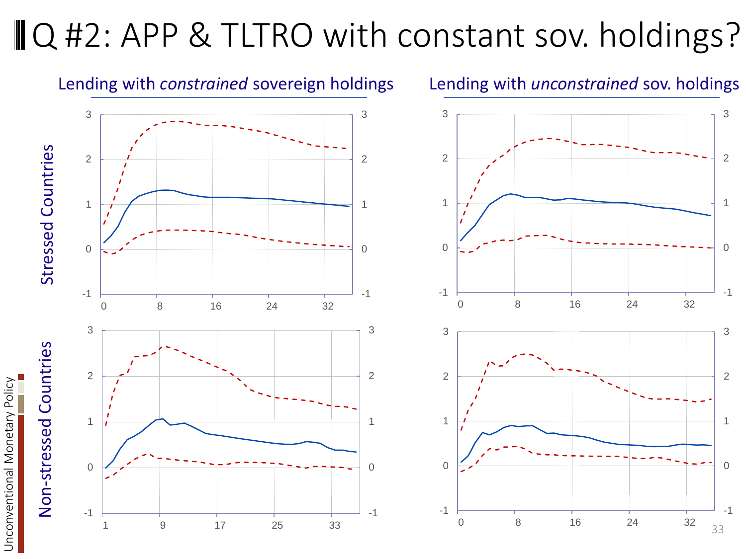# Q #2: APP & TLTRO with constant sov. holdings?

Lending with *constrained* sovereign holdings

Lending with *unconstrained* sov. holdings

Stressed Countries

Non-stressed Countries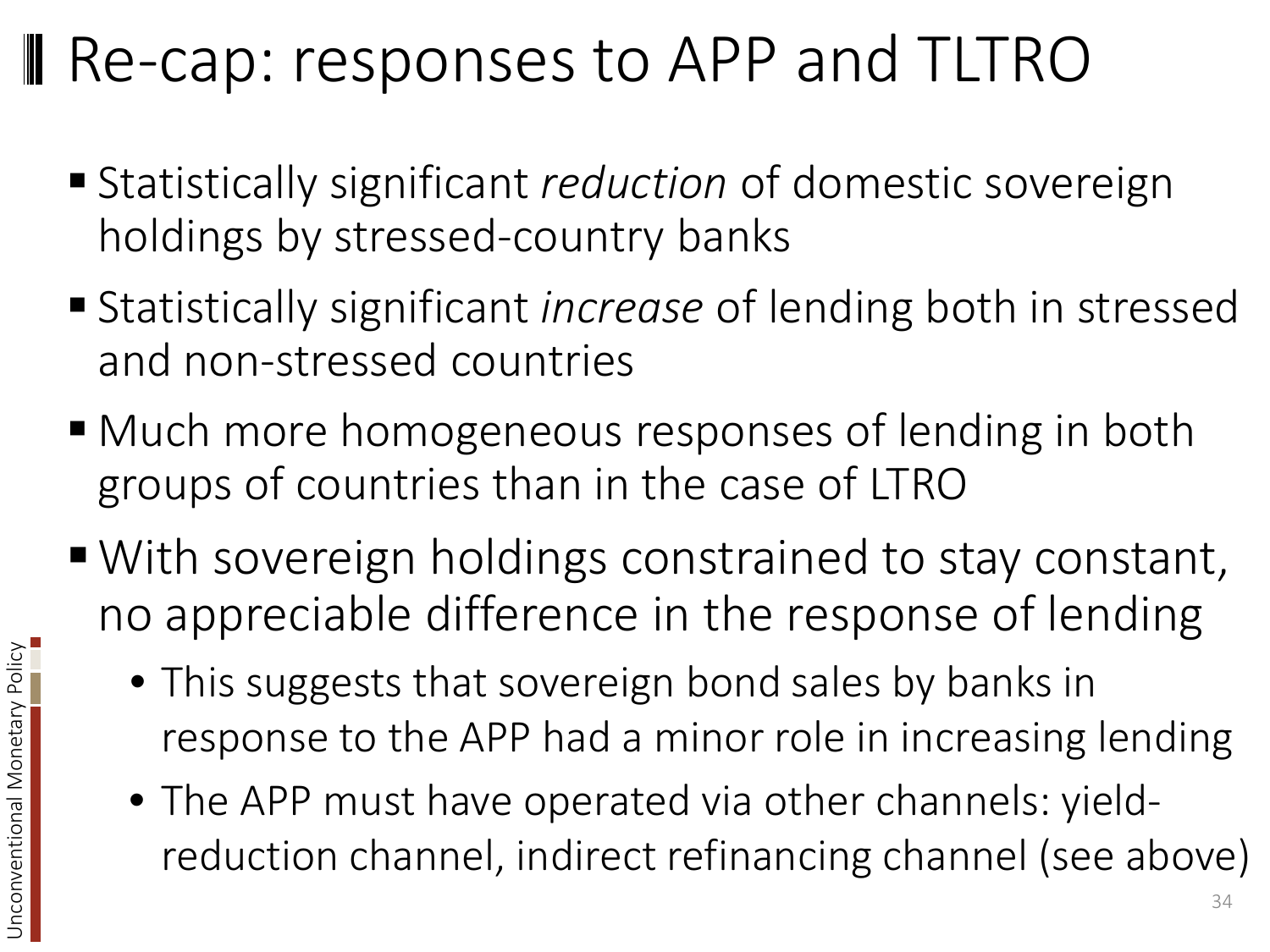# Re-cap: responses to APP and TLTRO

- Statistically significant *reduction* of domestic sovereign holdings by stressed-country banks
- Statistically significant *increase* of lending both in stressed and non-stressed countries
- Much more homogeneous responses of lending in both groups of countries than in the case of LTRO
- With sovereign holdings constrained to stay constant, no appreciable difference in the response of lending
  - This suggests that sovereign bond sales by banks in response to the APP had a minor role in increasing lending
  - The APP must have operated via other channels: yield-reduction channel, indirect refinancing channel (see above)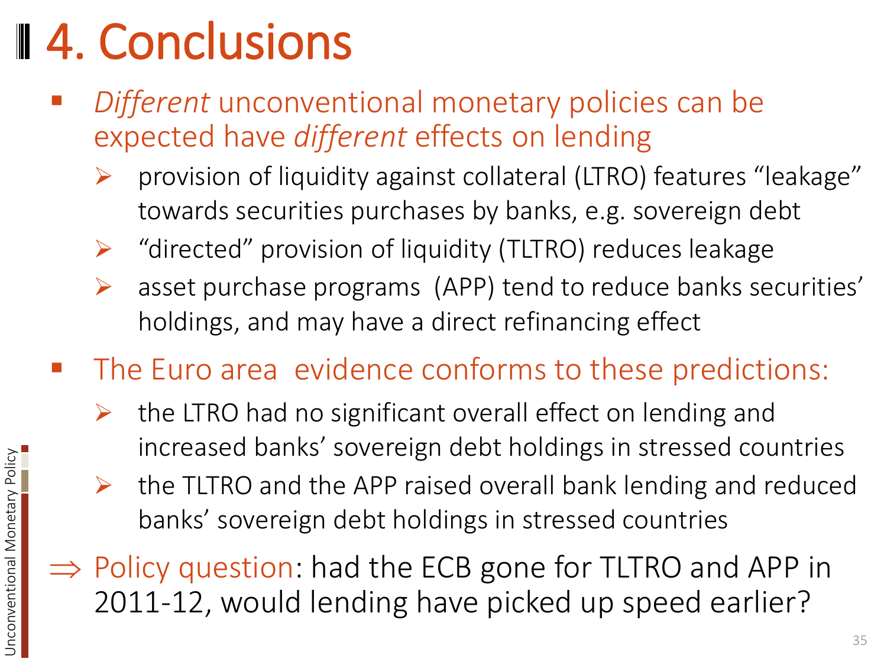# 4. Conclusions

- *Different* unconventional monetary policies can be expected have *different* effects on lending
  - provision of liquidity against collateral (LTRO) features “leakage” towards securities purchases by banks, e.g. sovereign debt
  - “directed” provision of liquidity (TLTRO) reduces leakage
  - asset purchase programs (APP) tend to reduce banks securities’ holdings, and may have a direct refinancing effect
- The Euro area evidence conforms to these predictions:
  - the LTRO had no significant overall effect on lending and increased banks’ sovereign debt holdings in stressed countries
  - the TLTRO and the APP raised overall bank lending and reduced banks’ sovereign debt holdings in stressed countries

⇒ Policy question: had the ECB gone for TLTRO and APP in 2011-12, would lending have picked up speed earlier?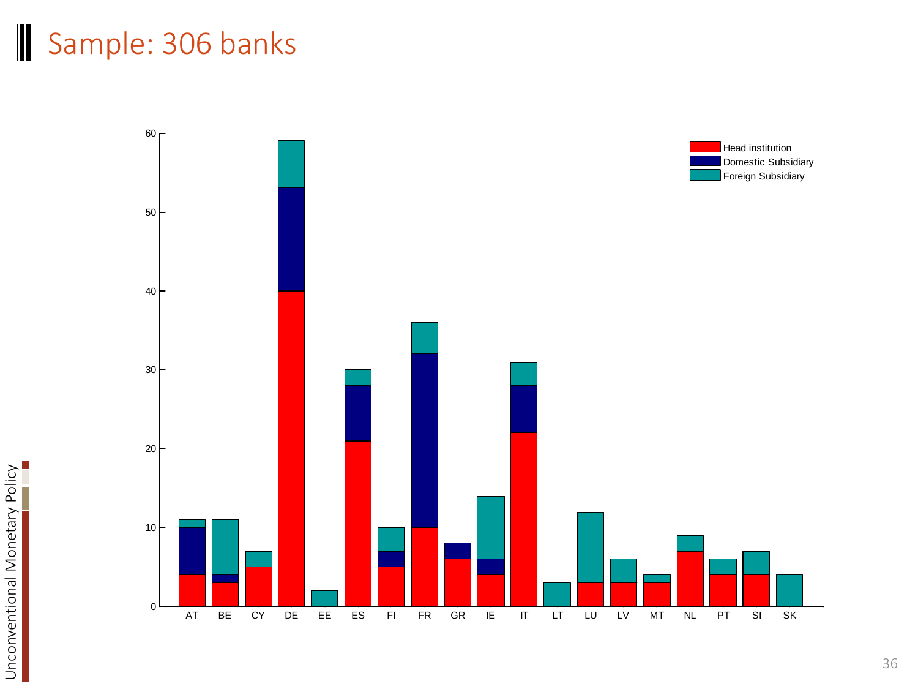# Sample: 306 banks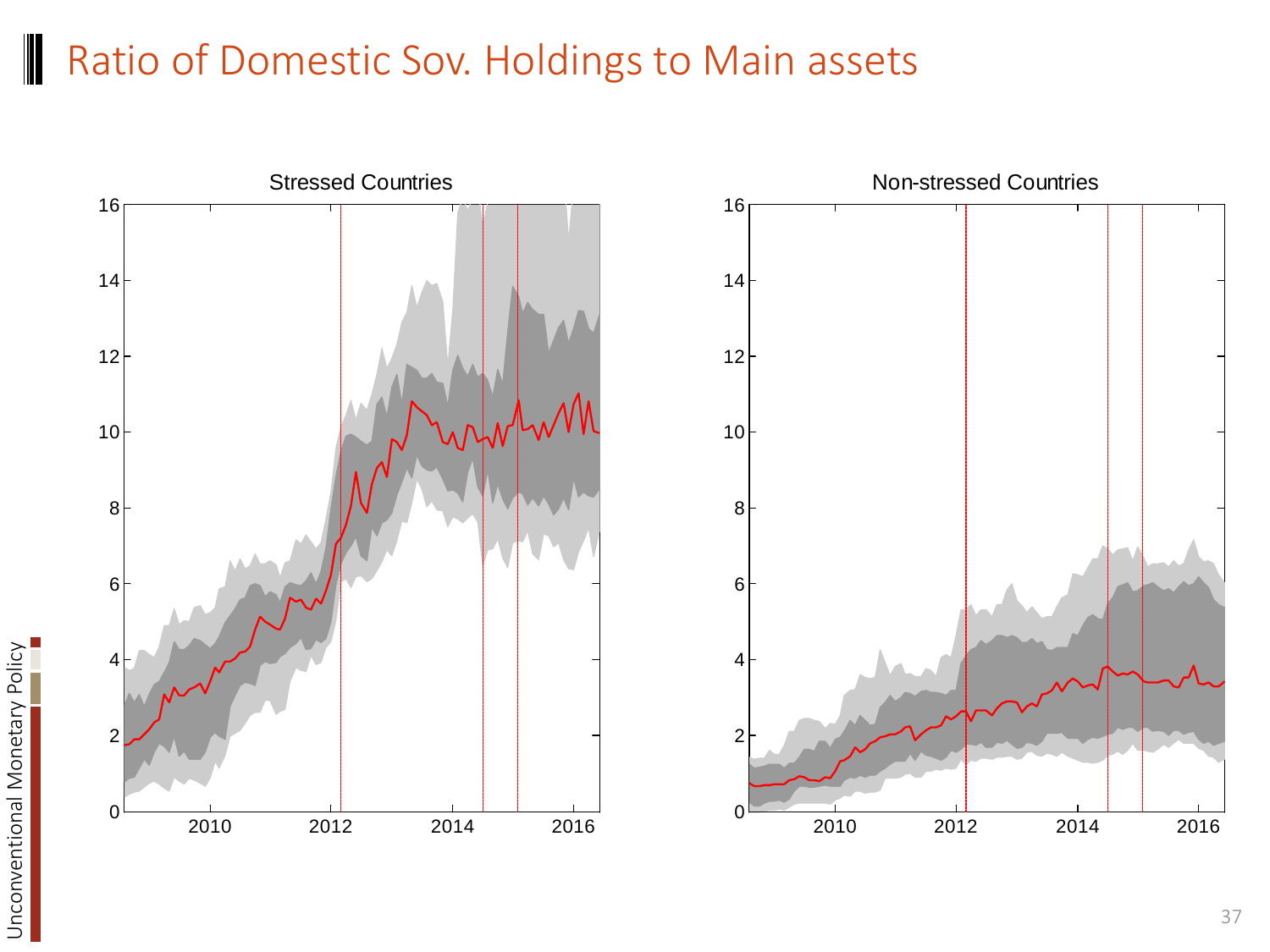# Ratio of Domestic Sov. Holdings to Main assets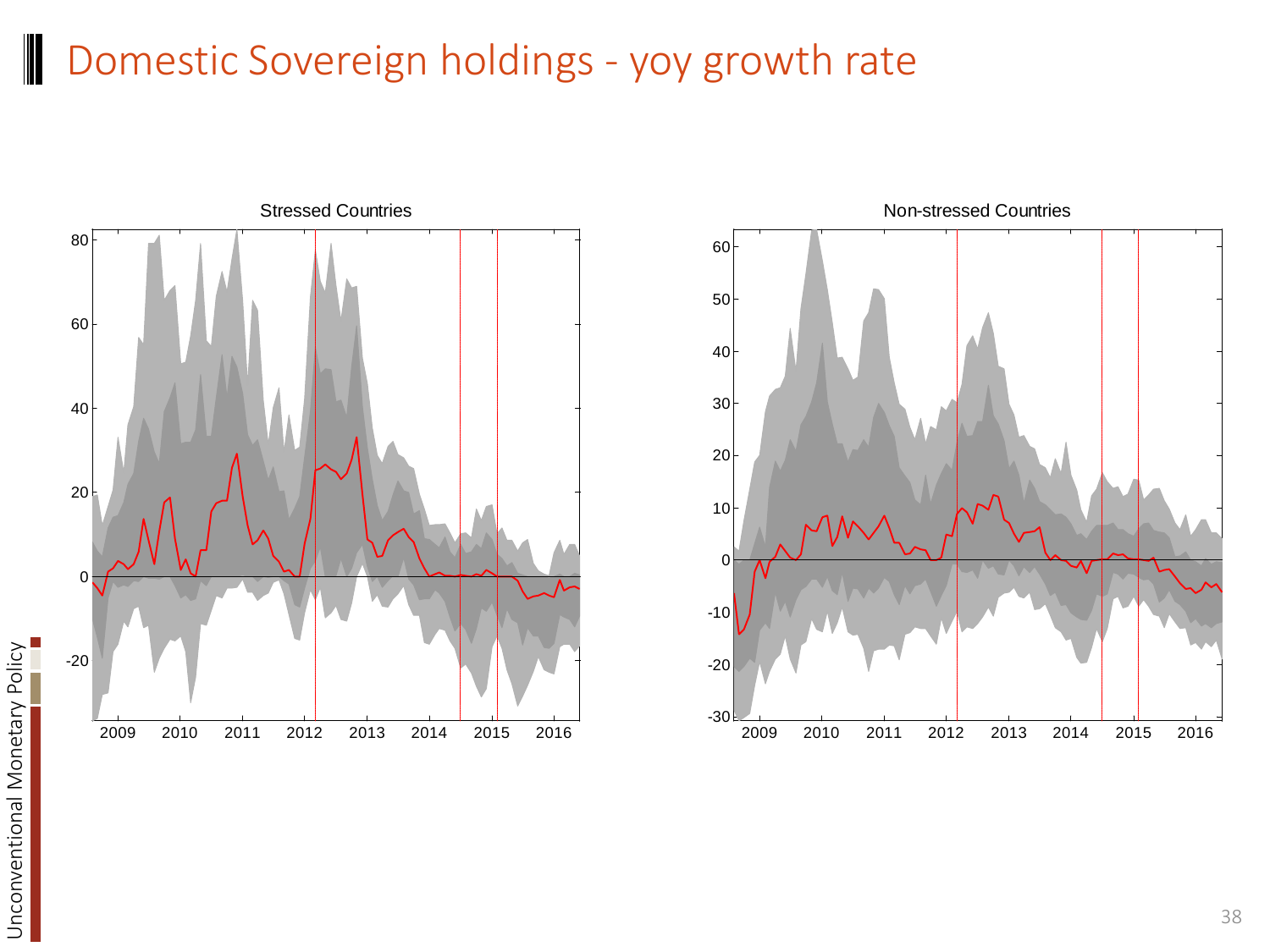# Domestic Sovereign holdings - yoy growth rate

Stressed Countries

Non-stressed Countries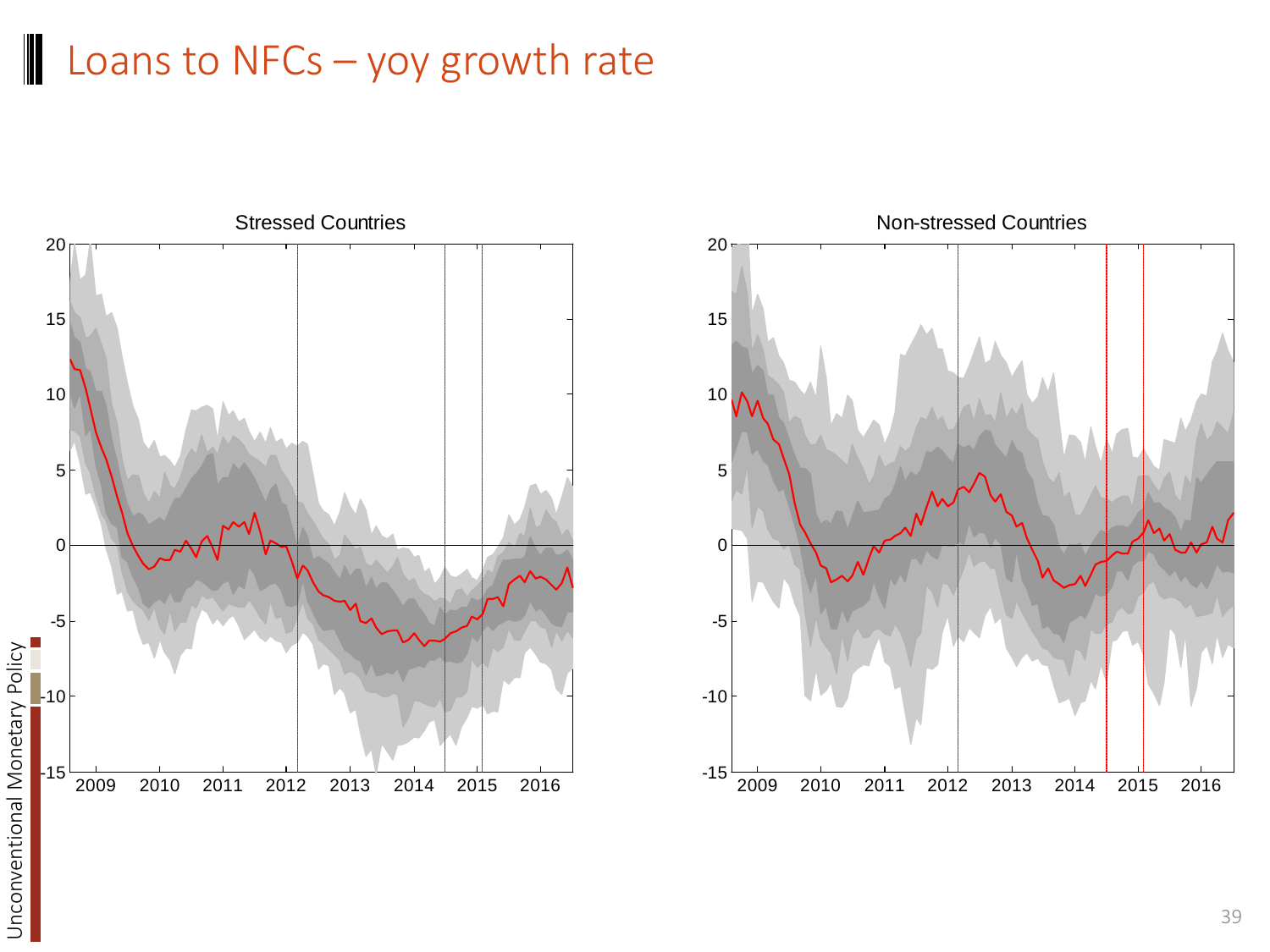# Loans to NFCs – yoy growth rate

Stressed Countries

20
15
10
5
0
-5
-10
-15

2009 2010 2011 2012 2013 2014 2015 2016

Non-stressed Countries

20
15
10
5
0
-5
-10
-15

2009 2010 2011 2012 2013 2014 2015 2016

Unconventional Monetary Policy